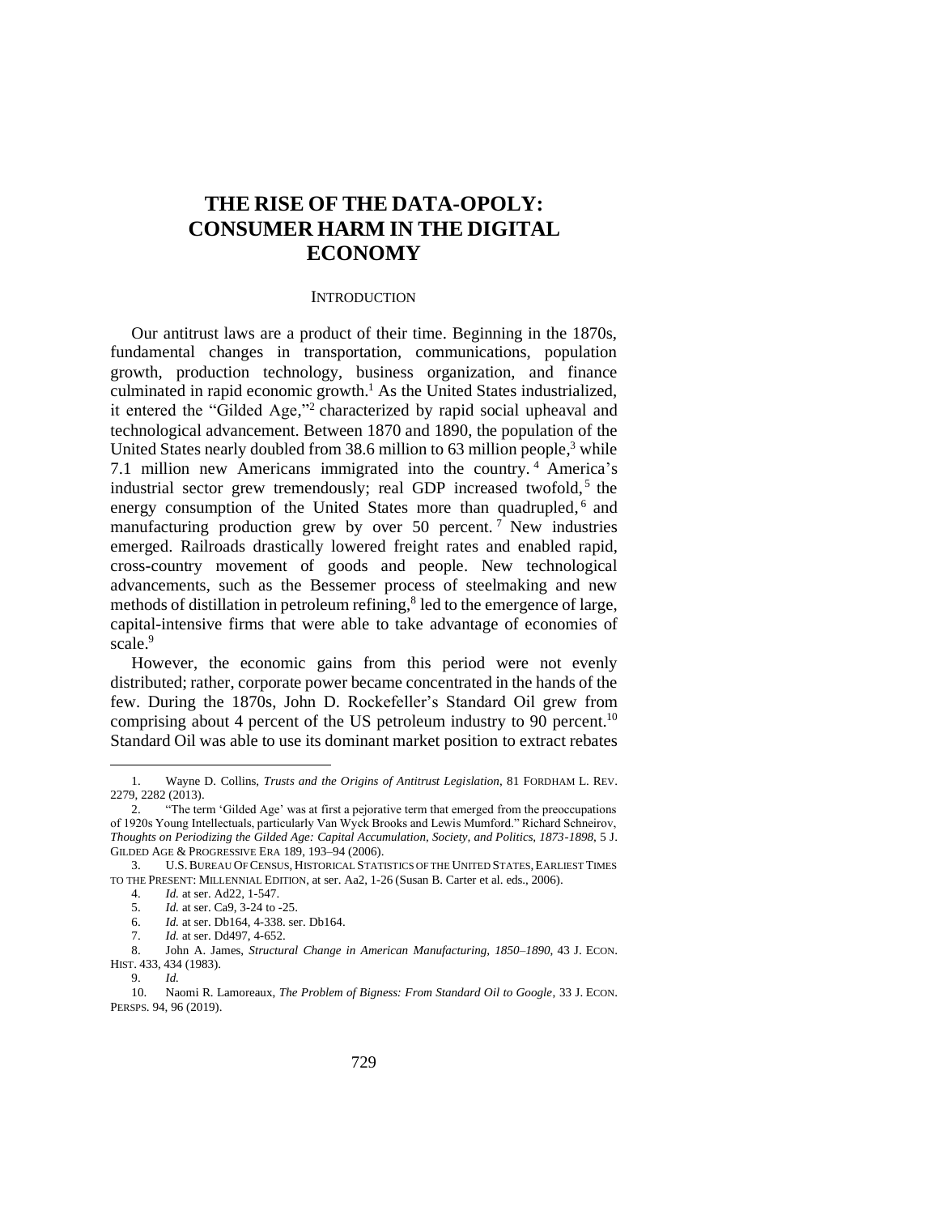# THE RISE OF THE DATA-OPOLY: CONSUMER HARM IN THE DIGITAL ECONOMY

## INTRODUCTION

Our antitrust laws are a product of their time. Beginning in the 1870s, fundamental changes in transportation, communications, population growth, production technology, business organization, and finance culminated in rapid economic growth.[1] As the United States industrialized, it entered the "Gilded Age,"[2] characterized by rapid social upheaval and technological advancement. Between 1870 and 1890, the population of the United States nearly doubled from 38.6 million to 63 million people,[3] while 7.1 million new Americans immigrated into the country.[4] America's industrial sector grew tremendously; real GDP increased twofold,[5] the energy consumption of the United States more than quadrupled,[6] and manufacturing production grew by over 50 percent.[7] New industries emerged. Railroads drastically lowered freight rates and enabled rapid, cross-country movement of goods and people. New technological advancements, such as the Bessemer process of steelmaking and new methods of distillation in petroleum refining,[8] led to the emergence of large, capital-intensive firms that were able to take advantage of economies of scale.[9]

However, the economic gains from this period were not evenly distributed; rather, corporate power became concentrated in the hands of the few. During the 1870s, John D. Rockefeller's Standard Oil grew from comprising about 4 percent of the US petroleum industry to 90 percent.[10] Standard Oil was able to use its dominant market position to extract rebates

---

1. Wayne D. Collins, *Trusts and the Origins of Antitrust Legislation*, 81 FORDHAM L. REV. 2279, 2282 (2013).

2. "The term 'Gilded Age' was at first a pejorative term that emerged from the preoccupations of 1920s Young Intellectuals, particularly Van Wyck Brooks and Lewis Mumford." Richard Schneirov, *Thoughts on Periodizing the Gilded Age: Capital Accumulation, Society, and Politics, 1873-1898*, 5 J. GILDED AGE & PROGRESSIVE ERA 189, 193–94 (2006).

3. U.S. BUREAU OF CENSUS, HISTORICAL STATISTICS OF THE UNITED STATES, EARLIEST TIMES TO THE PRESENT: MILLENNIAL EDITION, at ser. Aa2, 1-26 (Susan B. Carter et al. eds., 2006).

4. *Id.* at ser. Ad22, 1-547.

5. *Id.* at ser. Ca9, 3-24 to -25.

6. *Id.* at ser. Db164, 4-338. ser. Db164.

7. *Id.* at ser. Dd497, 4-652.

8. John A. James, *Structural Change in American Manufacturing, 1850–1890*, 43 J. ECON. HIST. 433, 434 (1983).

9. *Id.*

10. Naomi R. Lamoreaux, *The Problem of Bigness: From Standard Oil to Google*, 33 J. ECON. PERSPS. 94, 96 (2019).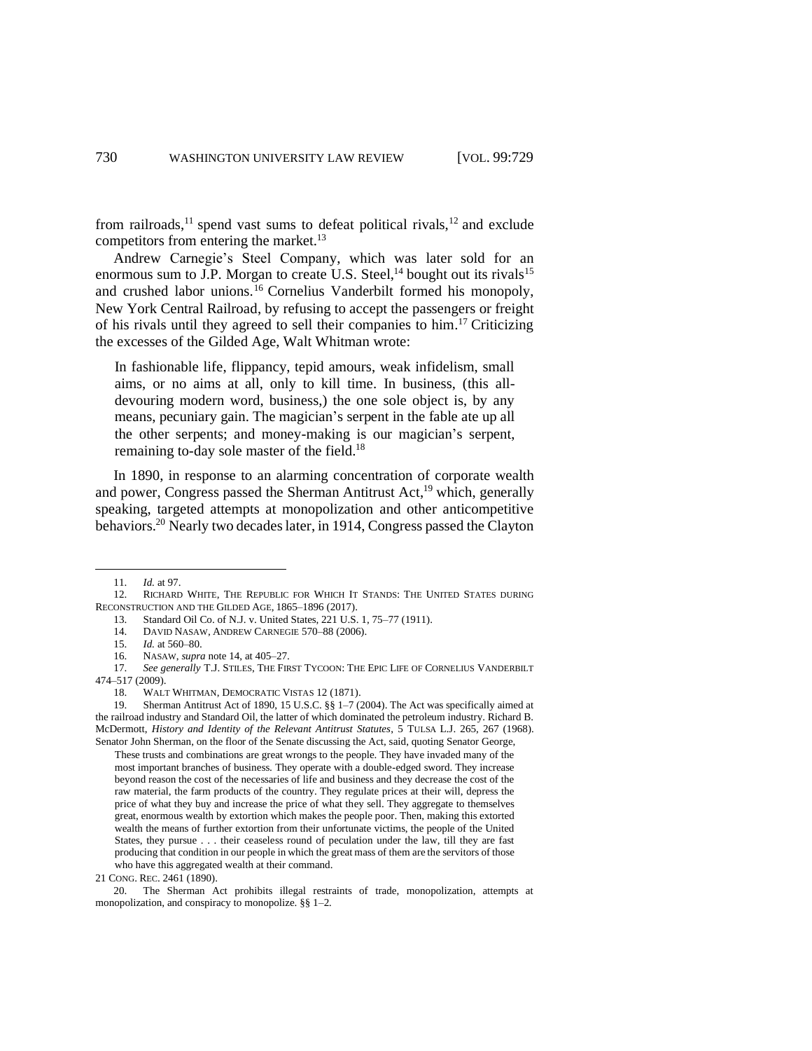from railroads,[11] spend vast sums to defeat political rivals,[12] and exclude competitors from entering the market.[13]

Andrew Carnegie's Steel Company, which was later sold for an enormous sum to J.P. Morgan to create U.S. Steel,[14] bought out its rivals[15] and crushed labor unions.[16] Cornelius Vanderbilt formed his monopoly, New York Central Railroad, by refusing to accept the passengers or freight of his rivals until they agreed to sell their companies to him.[17] Criticizing the excesses of the Gilded Age, Walt Whitman wrote:

> In fashionable life, flippancy, tepid amours, weak infidelism, small aims, or no aims at all, only to kill time. In business, (this all-devouring modern word, business,) the one sole object is, by any means, pecuniary gain. The magician's serpent in the fable ate up all the other serpents; and money-making is our magician's serpent, remaining to-day sole master of the field.[18]

In 1890, in response to an alarming concentration of corporate wealth and power, Congress passed the Sherman Antitrust Act,[19] which, generally speaking, targeted attempts at monopolization and other anticompetitive behaviors.[20] Nearly two decades later, in 1914, Congress passed the Clayton

---

11. *Id.* at 97.
12. RICHARD WHITE, THE REPUBLIC FOR WHICH IT STANDS: THE UNITED STATES DURING RECONSTRUCTION AND THE GILDED AGE, 1865–1896 (2017).
13. Standard Oil Co. of N.J. v. United States, 221 U.S. 1, 75–77 (1911).
14. DAVID NASAW, ANDREW CARNEGIE 570–88 (2006).
15. *Id.* at 560–80.
16. NASAW, *supra* note 14, at 405–27.
17. *See generally* T.J. STILES, THE FIRST TYCOON: THE EPIC LIFE OF CORNELIUS VANDERBILT 474–517 (2009).
18. WALT WHITMAN, DEMOCRATIC VISTAS 12 (1871).
19. Sherman Antitrust Act of 1890, 15 U.S.C. §§ 1–7 (2004). The Act was specifically aimed at the railroad industry and Standard Oil, the latter of which dominated the petroleum industry. Richard B. McDermott, *History and Identity of the Relevant Antitrust Statutes*, 5 TULSA L.J. 265, 267 (1968). Senator John Sherman, on the floor of the Senate discussing the Act, said, quoting Senator George,

> These trusts and combinations are great wrongs to the people. They have invaded many of the most important branches of business. They operate with a double-edged sword. They increase beyond reason the cost of the necessaries of life and business and they decrease the cost of the raw material, the farm products of the country. They regulate prices at their will, depress the price of what they buy and increase the price of what they sell. They aggregate to themselves great, enormous wealth by extortion which makes the people poor. Then, making this extorted wealth the means of further extortion from their unfortunate victims, the people of the United States, they pursue . . . their ceaseless round of peculation under the law, till they are fast producing that condition in our people in which the great mass of them are the servitors of those who have this aggregated wealth at their command.

21 CONG. REC. 2461 (1890).

20. The Sherman Act prohibits illegal restraints of trade, monopolization, attempts at monopolization, and conspiracy to monopolize. §§ 1–2.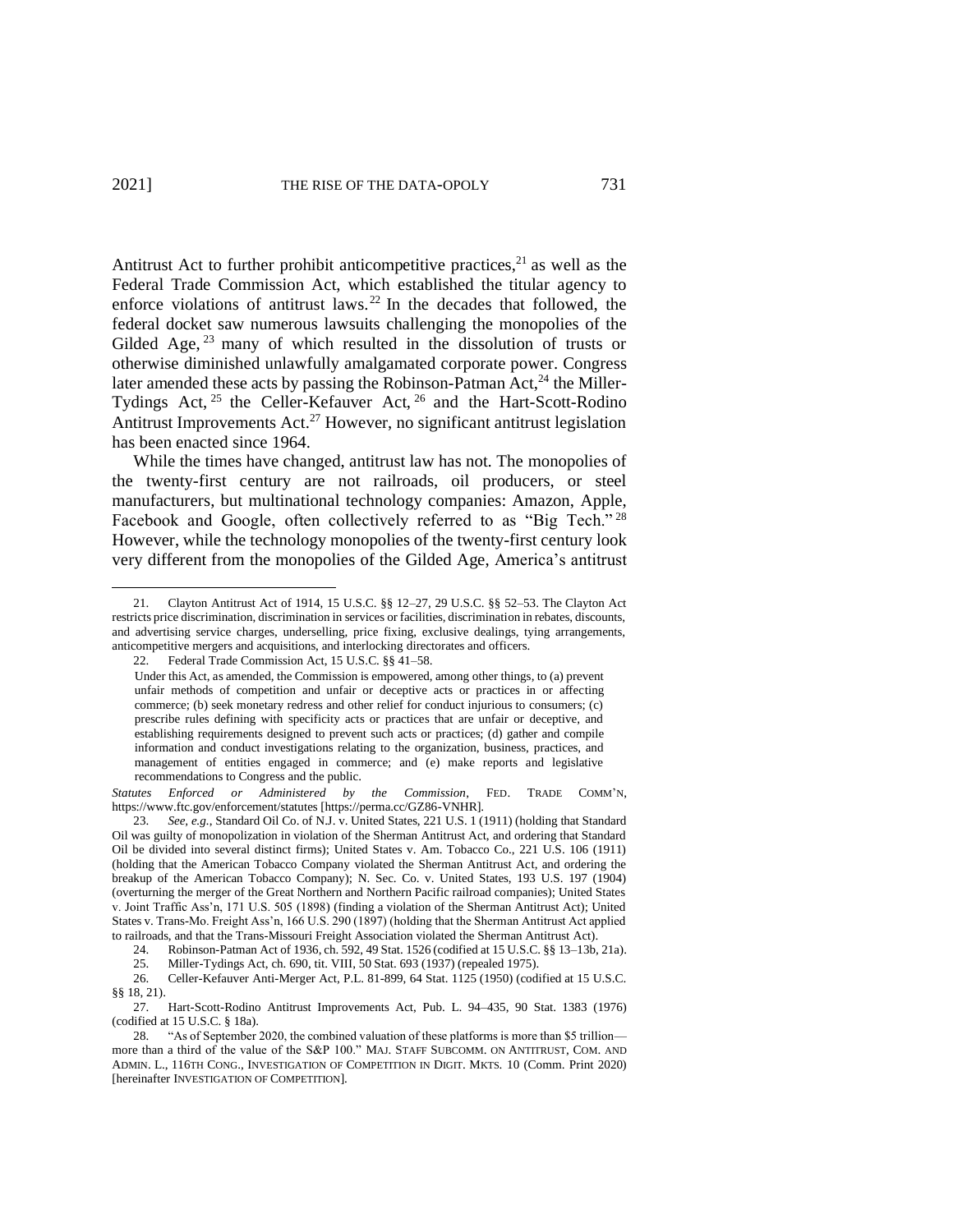Antitrust Act to further prohibit anticompetitive practices,[21] as well as the Federal Trade Commission Act, which established the titular agency to enforce violations of antitrust laws.[22] In the decades that followed, the federal docket saw numerous lawsuits challenging the monopolies of the Gilded Age,[23] many of which resulted in the dissolution of trusts or otherwise diminished unlawfully amalgamated corporate power. Congress later amended these acts by passing the Robinson-Patman Act,[24] the Miller-Tydings Act,[25] the Celler-Kefauver Act,[26] and the Hart-Scott-Rodino Antitrust Improvements Act.[27] However, no significant antitrust legislation has been enacted since 1964.

While the times have changed, antitrust law has not. The monopolies of the twenty-first century are not railroads, oil producers, or steel manufacturers, but multinational technology companies: Amazon, Apple, Facebook and Google, often collectively referred to as "Big Tech."[28] However, while the technology monopolies of the twenty-first century look very different from the monopolies of the Gilded Age, America's antitrust

---

21. Clayton Antitrust Act of 1914, 15 U.S.C. §§ 12–27, 29 U.S.C. §§ 52–53. The Clayton Act restricts price discrimination, discrimination in services or facilities, discrimination in rebates, discounts, and advertising service charges, underselling, price fixing, exclusive dealings, tying arrangements, anticompetitive mergers and acquisitions, and interlocking directorates and officers.

22. Federal Trade Commission Act, 15 U.S.C. §§ 41–58.

> Under this Act, as amended, the Commission is empowered, among other things, to (a) prevent unfair methods of competition and unfair or deceptive acts or practices in or affecting commerce; (b) seek monetary redress and other relief for conduct injurious to consumers; (c) prescribe rules defining with specificity acts or practices that are unfair or deceptive, and establishing requirements designed to prevent such acts or practices; (d) gather and compile information and conduct investigations relating to the organization, business, practices, and management of entities engaged in commerce; and (e) make reports and legislative recommendations to Congress and the public.

*Statutes Enforced or Administered by the Commission*, FED. TRADE COMM'N, https://www.ftc.gov/enforcement/statutes [https://perma.cc/GZ86-VNHR].

23. *See, e.g.*, Standard Oil Co. of N.J. v. United States, 221 U.S. 1 (1911) (holding that Standard Oil was guilty of monopolization in violation of the Sherman Antitrust Act, and ordering that Standard Oil be divided into several distinct firms); United States v. Am. Tobacco Co., 221 U.S. 106 (1911) (holding that the American Tobacco Company violated the Sherman Antitrust Act, and ordering the breakup of the American Tobacco Company); N. Sec. Co. v. United States, 193 U.S. 197 (1904) (overturning the merger of the Great Northern and Northern Pacific railroad companies); United States v. Joint Traffic Ass'n, 171 U.S. 505 (1898) (finding a violation of the Sherman Antitrust Act); United States v. Trans-Mo. Freight Ass'n, 166 U.S. 290 (1897) (holding that the Sherman Antitrust Act applied to railroads, and that the Trans-Missouri Freight Association violated the Sherman Antitrust Act).

24. Robinson-Patman Act of 1936, ch. 592, 49 Stat. 1526 (codified at 15 U.S.C. §§ 13–13b, 21a).

25. Miller-Tydings Act, ch. 690, tit. VIII, 50 Stat. 693 (1937) (repealed 1975).

26. Celler-Kefauver Anti-Merger Act, P.L. 81-899, 64 Stat. 1125 (1950) (codified at 15 U.S.C. §§ 18, 21).

27. Hart-Scott-Rodino Antitrust Improvements Act, Pub. L. 94–435, 90 Stat. 1383 (1976) (codified at 15 U.S.C. § 18a).

28. "As of September 2020, the combined valuation of these platforms is more than $5 trillion—more than a third of the value of the S&P 100." MAJ. STAFF SUBCOMM. ON ANTITRUST, COM. AND ADMIN. L., 116TH CONG., INVESTIGATION OF COMPETITION IN DIGIT. MKTS. 10 (Comm. Print 2020) [hereinafter INVESTIGATION OF COMPETITION].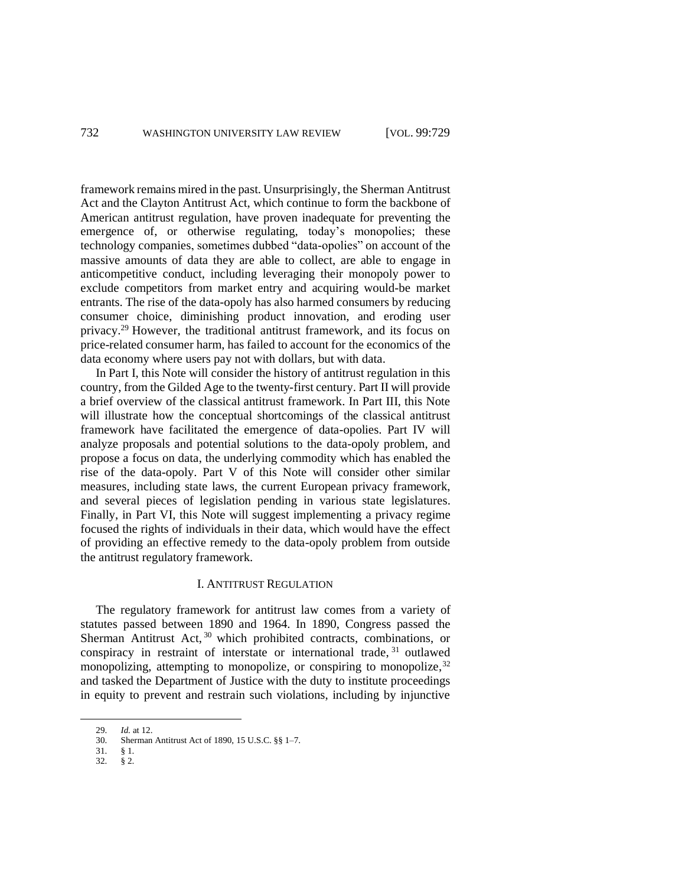framework remains mired in the past. Unsurprisingly, the Sherman Antitrust Act and the Clayton Antitrust Act, which continue to form the backbone of American antitrust regulation, have proven inadequate for preventing the emergence of, or otherwise regulating, today's monopolies; these technology companies, sometimes dubbed "data-opolies" on account of the massive amounts of data they are able to collect, are able to engage in anticompetitive conduct, including leveraging their monopoly power to exclude competitors from market entry and acquiring would-be market entrants. The rise of the data-opoly has also harmed consumers by reducing consumer choice, diminishing product innovation, and eroding user privacy.[29] However, the traditional antitrust framework, and its focus on price-related consumer harm, has failed to account for the economics of the data economy where users pay not with dollars, but with data.

In Part I, this Note will consider the history of antitrust regulation in this country, from the Gilded Age to the twenty-first century. Part II will provide a brief overview of the classical antitrust framework. In Part III, this Note will illustrate how the conceptual shortcomings of the classical antitrust framework have facilitated the emergence of data-opolies. Part IV will analyze proposals and potential solutions to the data-opoly problem, and propose a focus on data, the underlying commodity which has enabled the rise of the data-opoly. Part V of this Note will consider other similar measures, including state laws, the current European privacy framework, and several pieces of legislation pending in various state legislatures. Finally, in Part VI, this Note will suggest implementing a privacy regime focused the rights of individuals in their data, which would have the effect of providing an effective remedy to the data-opoly problem from outside the antitrust regulatory framework.

## I. ANTITRUST REGULATION

The regulatory framework for antitrust law comes from a variety of statutes passed between 1890 and 1964. In 1890, Congress passed the Sherman Antitrust Act,[30] which prohibited contracts, combinations, or conspiracy in restraint of interstate or international trade,[31] outlawed monopolizing, attempting to monopolize, or conspiring to monopolize,[32] and tasked the Department of Justice with the duty to institute proceedings in equity to prevent and restrain such violations, including by injunctive

---

29. *Id.* at 12.
30. Sherman Antitrust Act of 1890, 15 U.S.C. §§ 1–7.
31. § 1.
32. § 2.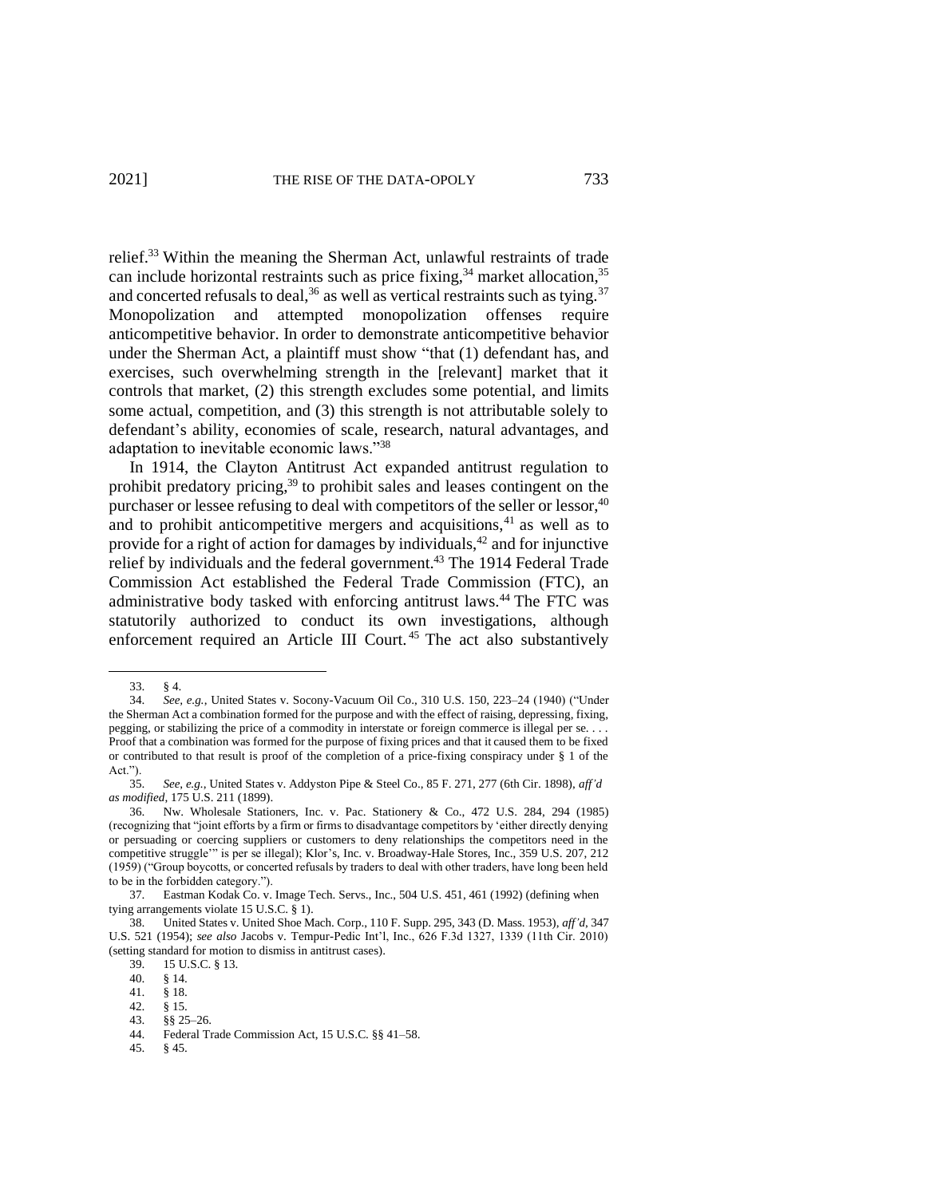relief.[33] Within the meaning the Sherman Act, unlawful restraints of trade can include horizontal restraints such as price fixing,[34] market allocation,[35] and concerted refusals to deal,[36] as well as vertical restraints such as tying.[37] Monopolization and attempted monopolization offenses require anticompetitive behavior. In order to demonstrate anticompetitive behavior under the Sherman Act, a plaintiff must show "that (1) defendant has, and exercises, such overwhelming strength in the [relevant] market that it controls that market, (2) this strength excludes some potential, and limits some actual, competition, and (3) this strength is not attributable solely to defendant's ability, economies of scale, research, natural advantages, and adaptation to inevitable economic laws."[38]

In 1914, the Clayton Antitrust Act expanded antitrust regulation to prohibit predatory pricing,[39] to prohibit sales and leases contingent on the purchaser or lessee refusing to deal with competitors of the seller or lessor,[40] and to prohibit anticompetitive mergers and acquisitions,[41] as well as to provide for a right of action for damages by individuals,[42] and for injunctive relief by individuals and the federal government.[43] The 1914 Federal Trade Commission Act established the Federal Trade Commission (FTC), an administrative body tasked with enforcing antitrust laws.[44] The FTC was statutorily authorized to conduct its own investigations, although enforcement required an Article III Court.[45] The act also substantively

---

33. § 4.

34. *See, e.g.*, United States v. Socony-Vacuum Oil Co., 310 U.S. 150, 223–24 (1940) ("Under the Sherman Act a combination formed for the purpose and with the effect of raising, depressing, fixing, pegging, or stabilizing the price of a commodity in interstate or foreign commerce is illegal per se. . . . Proof that a combination was formed for the purpose of fixing prices and that it caused them to be fixed or contributed to that result is proof of the completion of a price-fixing conspiracy under § 1 of the Act.").

35. *See, e.g.*, United States v. Addyston Pipe & Steel Co., 85 F. 271, 277 (6th Cir. 1898), *aff'd as modified*, 175 U.S. 211 (1899).

36. Nw. Wholesale Stationers, Inc. v. Pac. Stationery & Co., 472 U.S. 284, 294 (1985) (recognizing that "joint efforts by a firm or firms to disadvantage competitors by 'either directly denying or persuading or coercing suppliers or customers to deny relationships the competitors need in the competitive struggle'" is per se illegal); Klor's, Inc. v. Broadway-Hale Stores, Inc., 359 U.S. 207, 212 (1959) ("Group boycotts, or concerted refusals by traders to deal with other traders, have long been held to be in the forbidden category.").

37. Eastman Kodak Co. v. Image Tech. Servs., Inc., 504 U.S. 451, 461 (1992) (defining when tying arrangements violate 15 U.S.C. § 1).

38. United States v. United Shoe Mach. Corp., 110 F. Supp. 295, 343 (D. Mass. 1953), *aff'd*, 347 U.S. 521 (1954); *see also* Jacobs v. Tempur-Pedic Int'l, Inc., 626 F.3d 1327, 1339 (11th Cir. 2010) (setting standard for motion to dismiss in antitrust cases).

39. 15 U.S.C. § 13.

40. § 14.

41. § 18.

42. § 15.

43. §§ 25–26.

44. Federal Trade Commission Act, 15 U.S.C. §§ 41–58.

45. § 45.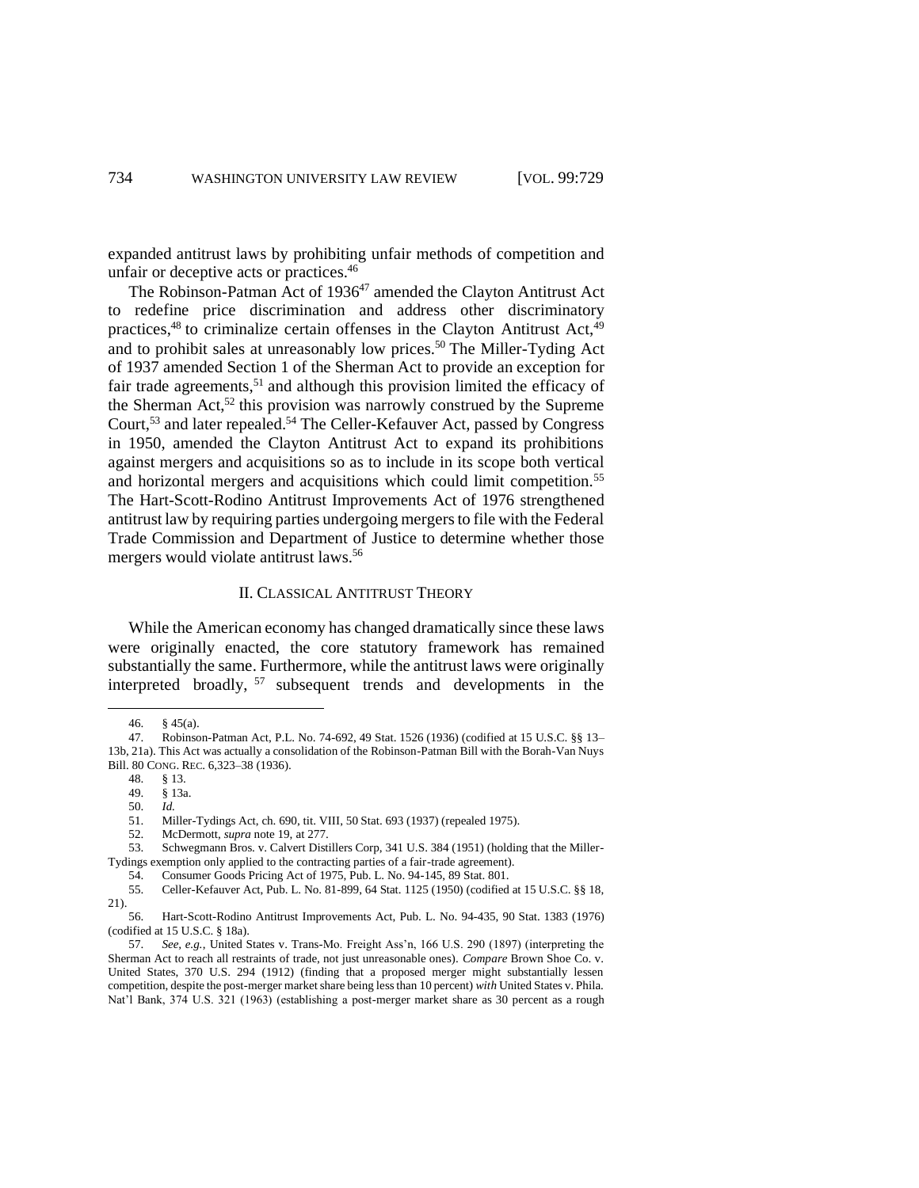expanded antitrust laws by prohibiting unfair methods of competition and unfair or deceptive acts or practices.[46]

The Robinson-Patman Act of 1936[47] amended the Clayton Antitrust Act to redefine price discrimination and address other discriminatory practices,[48] to criminalize certain offenses in the Clayton Antitrust Act,[49] and to prohibit sales at unreasonably low prices.[50] The Miller-Tyding Act of 1937 amended Section 1 of the Sherman Act to provide an exception for fair trade agreements,[51] and although this provision limited the efficacy of the Sherman Act,[52] this provision was narrowly construed by the Supreme Court,[53] and later repealed.[54] The Celler-Kefauver Act, passed by Congress in 1950, amended the Clayton Antitrust Act to expand its prohibitions against mergers and acquisitions so as to include in its scope both vertical and horizontal mergers and acquisitions which could limit competition.[55] The Hart-Scott-Rodino Antitrust Improvements Act of 1976 strengthened antitrust law by requiring parties undergoing mergers to file with the Federal Trade Commission and Department of Justice to determine whether those mergers would violate antitrust laws.[56]

## II. CLASSICAL ANTITRUST THEORY

While the American economy has changed dramatically since these laws were originally enacted, the core statutory framework has remained substantially the same. Furthermore, while the antitrust laws were originally interpreted broadly, [57] subsequent trends and developments in the

---

46. § 45(a).

47. Robinson-Patman Act, P.L. No. 74-692, 49 Stat. 1526 (1936) (codified at 15 U.S.C. §§ 13–13b, 21a). This Act was actually a consolidation of the Robinson-Patman Bill with the Borah-Van Nuys Bill. 80 CONG. REC. 6,323–38 (1936).

48. § 13.

49. § 13a.

50. *Id.*

51. Miller-Tydings Act, ch. 690, tit. VIII, 50 Stat. 693 (1937) (repealed 1975).

52. McDermott, *supra* note 19, at 277.

53. Schwegmann Bros. v. Calvert Distillers Corp, 341 U.S. 384 (1951) (holding that the Miller-Tydings exemption only applied to the contracting parties of a fair-trade agreement).

54. Consumer Goods Pricing Act of 1975, Pub. L. No. 94-145, 89 Stat. 801.

55. Celler-Kefauver Act, Pub. L. No. 81-899, 64 Stat. 1125 (1950) (codified at 15 U.S.C. §§ 18, 21).

56. Hart-Scott-Rodino Antitrust Improvements Act, Pub. L. No. 94-435, 90 Stat. 1383 (1976) (codified at 15 U.S.C. § 18a).

57. *See, e.g.*, United States v. Trans-Mo. Freight Ass'n, 166 U.S. 290 (1897) (interpreting the Sherman Act to reach all restraints of trade, not just unreasonable ones). *Compare* Brown Shoe Co. v. United States, 370 U.S. 294 (1912) (finding that a proposed merger might substantially lessen competition, despite the post-merger market share being less than 10 percent) *with* United States v. Phila. Nat'l Bank, 374 U.S. 321 (1963) (establishing a post-merger market share as 30 percent as a rough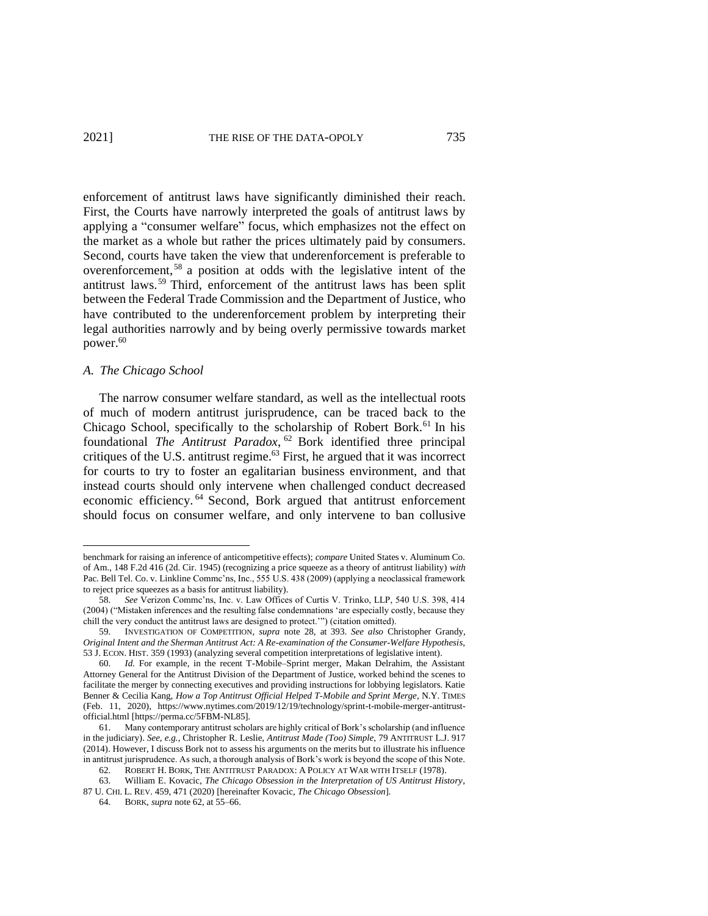enforcement of antitrust laws have significantly diminished their reach. First, the Courts have narrowly interpreted the goals of antitrust laws by applying a "consumer welfare" focus, which emphasizes not the effect on the market as a whole but rather the prices ultimately paid by consumers. Second, courts have taken the view that underenforcement is preferable to overenforcement,[58] a position at odds with the legislative intent of the antitrust laws.[59] Third, enforcement of the antitrust laws has been split between the Federal Trade Commission and the Department of Justice, who have contributed to the underenforcement problem by interpreting their legal authorities narrowly and by being overly permissive towards market power.[60]

### *A. The Chicago School*

The narrow consumer welfare standard, as well as the intellectual roots of much of modern antitrust jurisprudence, can be traced back to the Chicago School, specifically to the scholarship of Robert Bork.[61] In his foundational *The Antitrust Paradox*,[62] Bork identified three principal critiques of the U.S. antitrust regime.[63] First, he argued that it was incorrect for courts to try to foster an egalitarian business environment, and that instead courts should only intervene when challenged conduct decreased economic efficiency.[64] Second, Bork argued that antitrust enforcement should focus on consumer welfare, and only intervene to ban collusive

---

benchmark for raising an inference of anticompetitive effects); *compare* United States v. Aluminum Co. of Am., 148 F.2d 416 (2d. Cir. 1945) (recognizing a price squeeze as a theory of antitrust liability) *with* Pac. Bell Tel. Co. v. Linkline Commc'ns, Inc., 555 U.S. 438 (2009) (applying a neoclassical framework to reject price squeezes as a basis for antitrust liability).

58. *See* Verizon Commc'ns, Inc. v. Law Offices of Curtis V. Trinko, LLP, 540 U.S. 398, 414 (2004) ("Mistaken inferences and the resulting false condemnations 'are especially costly, because they chill the very conduct the antitrust laws are designed to protect.'") (citation omitted).

59. INVESTIGATION OF COMPETITION, *supra* note 28, at 393. *See also* Christopher Grandy, *Original Intent and the Sherman Antitrust Act: A Re-examination of the Consumer-Welfare Hypothesis*, 53 J. ECON. HIST. 359 (1993) (analyzing several competition interpretations of legislative intent).

60. *Id.* For example, in the recent T-Mobile–Sprint merger, Makan Delrahim, the Assistant Attorney General for the Antitrust Division of the Department of Justice, worked behind the scenes to facilitate the merger by connecting executives and providing instructions for lobbying legislators. Katie Benner & Cecilia Kang, *How a Top Antitrust Official Helped T-Mobile and Sprint Merge*, N.Y. TIMES (Feb. 11, 2020), https://www.nytimes.com/2019/12/19/technology/sprint-t-mobile-merger-antitrust-official.html [https://perma.cc/5FBM-NL85].

61. Many contemporary antitrust scholars are highly critical of Bork's scholarship (and influence in the judiciary). *See, e.g.*, Christopher R. Leslie, *Antitrust Made (Too) Simple*, 79 ANTITRUST L.J. 917 (2014). However, I discuss Bork not to assess his arguments on the merits but to illustrate his influence in antitrust jurisprudence. As such, a thorough analysis of Bork's work is beyond the scope of this Note.

62. ROBERT H. BORK, THE ANTITRUST PARADOX: A POLICY AT WAR WITH ITSELF (1978).

63. William E. Kovacic, *The Chicago Obsession in the Interpretation of US Antitrust History*, 87 U. CHI. L. REV. 459, 471 (2020) [hereinafter Kovacic, *The Chicago Obsession*].

64. BORK, *supra* note 62, at 55–66.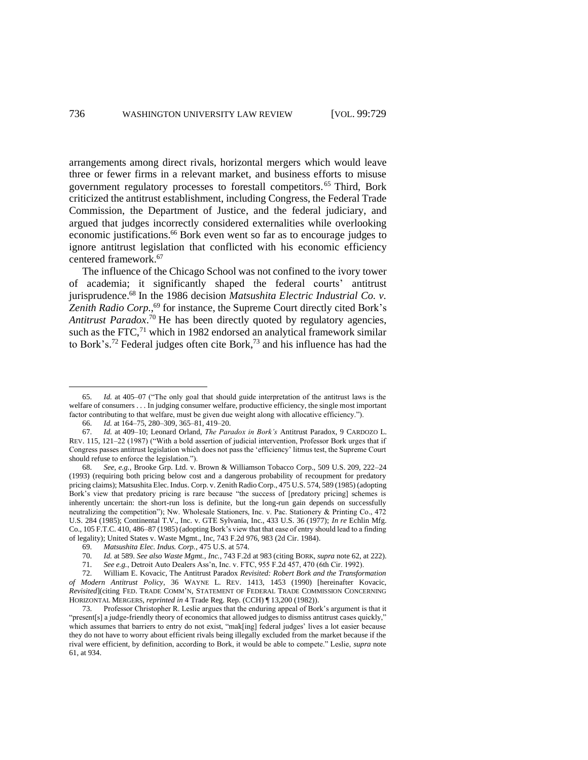arrangements among direct rivals, horizontal mergers which would leave three or fewer firms in a relevant market, and business efforts to misuse government regulatory processes to forestall competitors.[65] Third, Bork criticized the antitrust establishment, including Congress, the Federal Trade Commission, the Department of Justice, and the federal judiciary, and argued that judges incorrectly considered externalities while overlooking economic justifications.[66] Bork even went so far as to encourage judges to ignore antitrust legislation that conflicted with his economic efficiency centered framework.[67]

The influence of the Chicago School was not confined to the ivory tower of academia; it significantly shaped the federal courts' antitrust jurisprudence.[68] In the 1986 decision *Matsushita Electric Industrial Co. v. Zenith Radio Corp.*,[69] for instance, the Supreme Court directly cited Bork's *Antitrust Paradox*.[70] He has been directly quoted by regulatory agencies, such as the FTC,[71] which in 1982 endorsed an analytical framework similar to Bork's.[72] Federal judges often cite Bork,[73] and his influence has had the

---

65. *Id.* at 405–07 ("The only goal that should guide interpretation of the antitrust laws is the welfare of consumers . . . In judging consumer welfare, productive efficiency, the single most important factor contributing to that welfare, must be given due weight along with allocative efficiency.").

66. *Id.* at 164–75, 280–309, 365–81, 419–20.

67. *Id.* at 409–10; Leonard Orland, *The Paradox in Bork's* Antitrust Paradox, 9 CARDOZO L. REV. 115, 121–22 (1987) ("With a bold assertion of judicial intervention, Professor Bork urges that if Congress passes antitrust legislation which does not pass the 'efficiency' litmus test, the Supreme Court should refuse to enforce the legislation.").

68. *See, e.g.*, Brooke Grp. Ltd. v. Brown & Williamson Tobacco Corp., 509 U.S. 209, 222–24 (1993) (requiring both pricing below cost and a dangerous probability of recoupment for predatory pricing claims); Matsushita Elec. Indus. Corp. v. Zenith Radio Corp., 475 U.S. 574, 589 (1985) (adopting Bork's view that predatory pricing is rare because "the success of [predatory pricing] schemes is inherently uncertain: the short-run loss is definite, but the long-run gain depends on successfully neutralizing the competition"); Nw. Wholesale Stationers, Inc. v. Pac. Stationery & Printing Co., 472 U.S. 284 (1985); Continental T.V., Inc. v. GTE Sylvania, Inc., 433 U.S. 36 (1977); *In re* Echlin Mfg. Co., 105 F.T.C. 410, 486–87 (1985) (adopting Bork's view that that ease of entry should lead to a finding of legality); United States v. Waste Mgmt., Inc, 743 F.2d 976, 983 (2d Cir. 1984).

69. *Matsushita Elec. Indus. Corp.*, 475 U.S. at 574.

70. *Id.* at 589. *See also Waste Mgmt., Inc.*, 743 F.2d at 983 (citing BORK, *supra* note 62, at 222).

71. *See e.g.*, Detroit Auto Dealers Ass'n, Inc. v. FTC, 955 F.2d 457, 470 (6th Cir. 1992).

72. William E. Kovacic, The Antitrust Paradox *Revisited: Robert Bork and the Transformation of Modern Antitrust Policy*, 36 WAYNE L. REV. 1413, 1453 (1990) [hereinafter Kovacic, *Revisited*](citing FED. TRADE COMM'N, STATEMENT OF FEDERAL TRADE COMMISSION CONCERNING HORIZONTAL MERGERS, *reprinted in* 4 Trade Reg. Rep. (CCH) ¶ 13,200 (1982)).

73. Professor Christopher R. Leslie argues that the enduring appeal of Bork's argument is that it "present[s] a judge-friendly theory of economics that allowed judges to dismiss antitrust cases quickly," which assumes that barriers to entry do not exist, "mak[ing] federal judges' lives a lot easier because they do not have to worry about efficient rivals being illegally excluded from the market because if the rival were efficient, by definition, according to Bork, it would be able to compete." Leslie, *supra* note 61, at 934.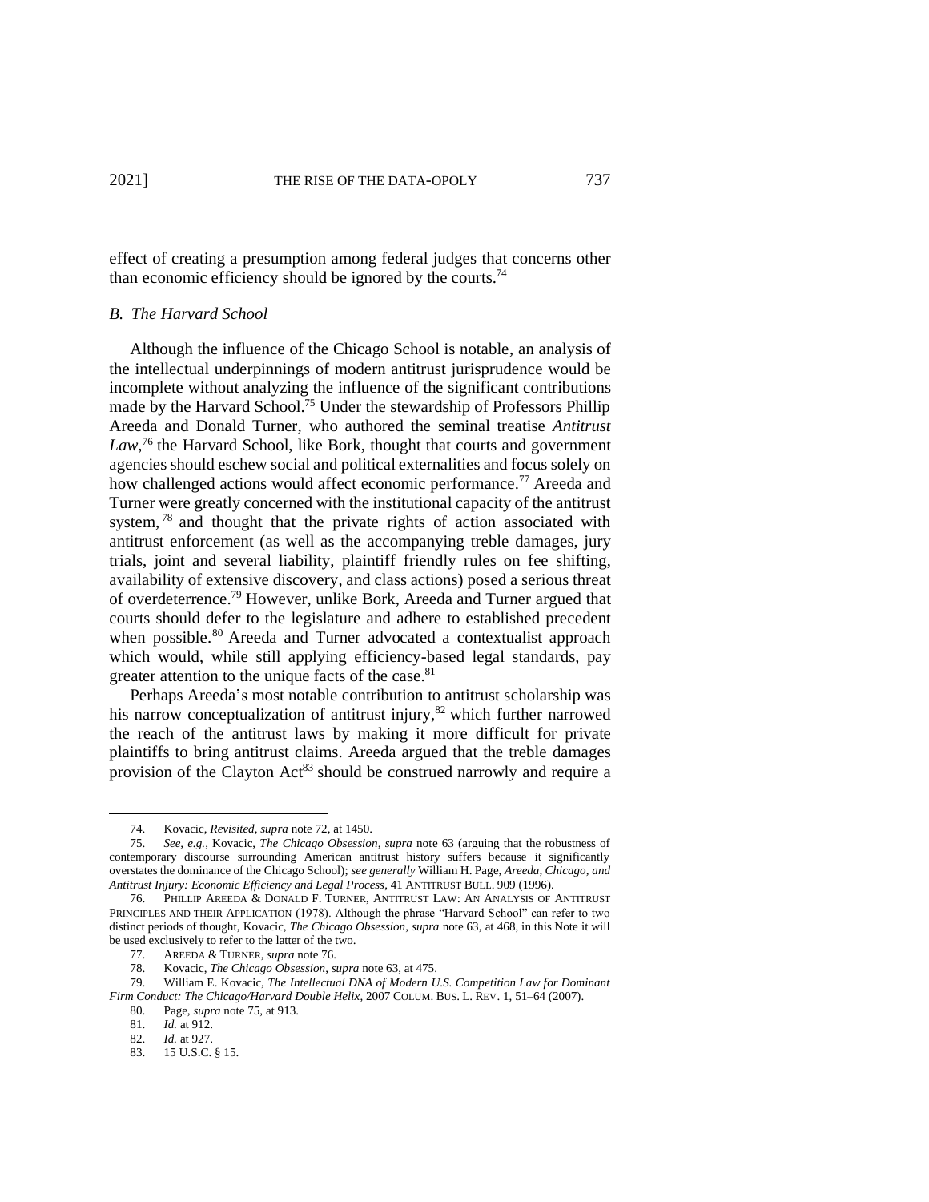effect of creating a presumption among federal judges that concerns other than economic efficiency should be ignored by the courts.[74]

### *B. The Harvard School*

Although the influence of the Chicago School is notable, an analysis of the intellectual underpinnings of modern antitrust jurisprudence would be incomplete without analyzing the influence of the significant contributions made by the Harvard School.[75] Under the stewardship of Professors Phillip Areeda and Donald Turner, who authored the seminal treatise *Antitrust Law*,[76] the Harvard School, like Bork, thought that courts and government agencies should eschew social and political externalities and focus solely on how challenged actions would affect economic performance.[77] Areeda and Turner were greatly concerned with the institutional capacity of the antitrust system,[78] and thought that the private rights of action associated with antitrust enforcement (as well as the accompanying treble damages, jury trials, joint and several liability, plaintiff friendly rules on fee shifting, availability of extensive discovery, and class actions) posed a serious threat of overdeterrence.[79] However, unlike Bork, Areeda and Turner argued that courts should defer to the legislature and adhere to established precedent when possible.[80] Areeda and Turner advocated a contextualist approach which would, while still applying efficiency-based legal standards, pay greater attention to the unique facts of the case.[81]

Perhaps Areeda's most notable contribution to antitrust scholarship was his narrow conceptualization of antitrust injury,[82] which further narrowed the reach of the antitrust laws by making it more difficult for private plaintiffs to bring antitrust claims. Areeda argued that the treble damages provision of the Clayton Act[83] should be construed narrowly and require a

---

74. Kovacic, *Revisited*, *supra* note 72, at 1450.

75. *See, e.g.*, Kovacic, *The Chicago Obsession*, *supra* note 63 (arguing that the robustness of contemporary discourse surrounding American antitrust history suffers because it significantly overstates the dominance of the Chicago School); *see generally* William H. Page, *Areeda, Chicago, and Antitrust Injury: Economic Efficiency and Legal Process*, 41 ANTITRUST BULL. 909 (1996).

76. PHILLIP AREEDA & DONALD F. TURNER, ANTITRUST LAW: AN ANALYSIS OF ANTITRUST PRINCIPLES AND THEIR APPLICATION (1978). Although the phrase "Harvard School" can refer to two distinct periods of thought, Kovacic, *The Chicago Obsession*, *supra* note 63, at 468, in this Note it will be used exclusively to refer to the latter of the two.

77. AREEDA & TURNER, *supra* note 76.

78. Kovacic, *The Chicago Obsession*, *supra* note 63, at 475.

79. William E. Kovacic, *The Intellectual DNA of Modern U.S. Competition Law for Dominant Firm Conduct: The Chicago/Harvard Double Helix*, 2007 COLUM. BUS. L. REV. 1, 51–64 (2007).

80. Page, *supra* note 75, at 913.

81. *Id.* at 912.

82. *Id.* at 927.

83. 15 U.S.C. § 15.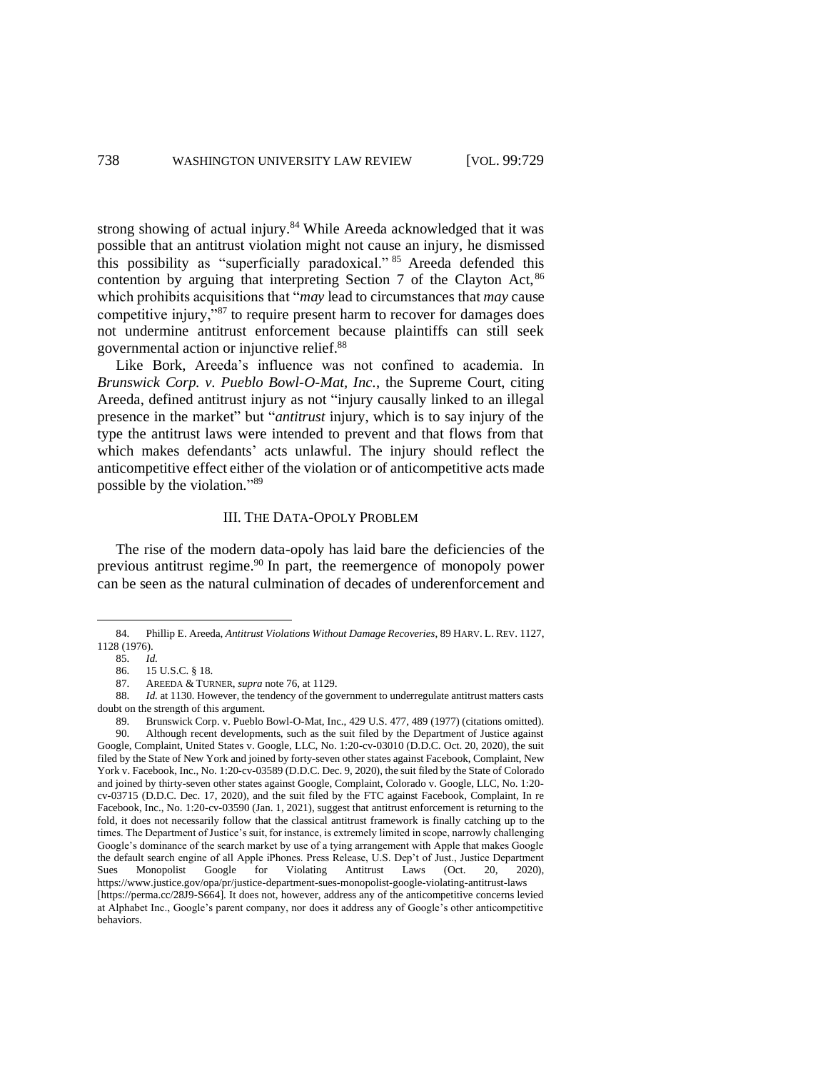strong showing of actual injury.[84] While Areeda acknowledged that it was possible that an antitrust violation might not cause an injury, he dismissed this possibility as "superficially paradoxical." [85] Areeda defended this contention by arguing that interpreting Section 7 of the Clayton Act,[86] which prohibits acquisitions that "*may* lead to circumstances that *may* cause competitive injury,"[87] to require present harm to recover for damages does not undermine antitrust enforcement because plaintiffs can still seek governmental action or injunctive relief.[88]

Like Bork, Areeda's influence was not confined to academia. In *Brunswick Corp. v. Pueblo Bowl-O-Mat, Inc.*, the Supreme Court, citing Areeda, defined antitrust injury as not "injury causally linked to an illegal presence in the market" but "*antitrust* injury, which is to say injury of the type the antitrust laws were intended to prevent and that flows from that which makes defendants' acts unlawful. The injury should reflect the anticompetitive effect either of the violation or of anticompetitive acts made possible by the violation."[89]

## III. THE DATA-OPOLY PROBLEM

The rise of the modern data-opoly has laid bare the deficiencies of the previous antitrust regime.[90] In part, the reemergence of monopoly power can be seen as the natural culmination of decades of underenforcement and

---

84. Phillip E. Areeda, *Antitrust Violations Without Damage Recoveries*, 89 HARV. L. REV. 1127, 1128 (1976).

85. *Id.*

86. 15 U.S.C. § 18.

87. AREEDA & TURNER, *supra* note 76, at 1129.

88. *Id.* at 1130. However, the tendency of the government to underregulate antitrust matters casts doubt on the strength of this argument.

89. Brunswick Corp. v. Pueblo Bowl-O-Mat, Inc., 429 U.S. 477, 489 (1977) (citations omitted).

90. Although recent developments, such as the suit filed by the Department of Justice against Google, Complaint, United States v. Google, LLC, No. 1:20-cv-03010 (D.D.C. Oct. 20, 2020), the suit filed by the State of New York and joined by forty-seven other states against Facebook, Complaint, New York v. Facebook, Inc., No. 1:20-cv-03589 (D.D.C. Dec. 9, 2020), the suit filed by the State of Colorado and joined by thirty-seven other states against Google, Complaint, Colorado v. Google, LLC, No. 1:20-cv-03715 (D.D.C. Dec. 17, 2020), and the suit filed by the FTC against Facebook, Complaint, In re Facebook, Inc., No. 1:20-cv-03590 (Jan. 1, 2021), suggest that antitrust enforcement is returning to the fold, it does not necessarily follow that the classical antitrust framework is finally catching up to the times. The Department of Justice's suit, for instance, is extremely limited in scope, narrowly challenging Google's dominance of the search market by use of a tying arrangement with Apple that makes Google the default search engine of all Apple iPhones. Press Release, U.S. Dep't of Just., Justice Department Sues Monopolist Google for Violating Antitrust Laws (Oct. 20, 2020), https://www.justice.gov/opa/pr/justice-department-sues-monopolist-google-violating-antitrust-laws [https://perma.cc/28J9-S664]. It does not, however, address any of the anticompetitive concerns levied at Alphabet Inc., Google's parent company, nor does it address any of Google's other anticompetitive behaviors.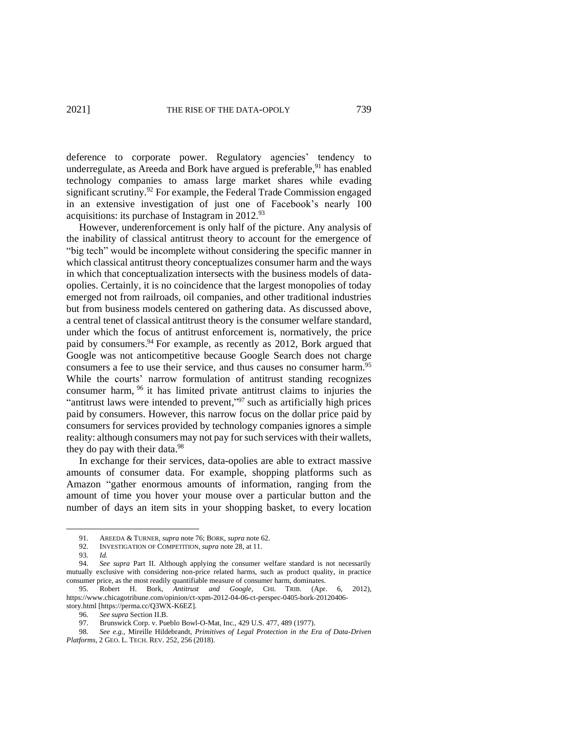deference to corporate power. Regulatory agencies' tendency to underregulate, as Areeda and Bork have argued is preferable,[91] has enabled technology companies to amass large market shares while evading significant scrutiny.[92] For example, the Federal Trade Commission engaged in an extensive investigation of just one of Facebook's nearly 100 acquisitions: its purchase of Instagram in 2012.[93]

However, underenforcement is only half of the picture. Any analysis of the inability of classical antitrust theory to account for the emergence of "big tech" would be incomplete without considering the specific manner in which classical antitrust theory conceptualizes consumer harm and the ways in which that conceptualization intersects with the business models of data-opolies. Certainly, it is no coincidence that the largest monopolies of today emerged not from railroads, oil companies, and other traditional industries but from business models centered on gathering data. As discussed above, a central tenet of classical antitrust theory is the consumer welfare standard, under which the focus of antitrust enforcement is, normatively, the price paid by consumers.[94] For example, as recently as 2012, Bork argued that Google was not anticompetitive because Google Search does not charge consumers a fee to use their service, and thus causes no consumer harm.[95] While the courts' narrow formulation of antitrust standing recognizes consumer harm,[96] it has limited private antitrust claims to injuries the "antitrust laws were intended to prevent,"[97] such as artificially high prices paid by consumers. However, this narrow focus on the dollar price paid by consumers for services provided by technology companies ignores a simple reality: although consumers may not pay for such services with their wallets, they do pay with their data.[98]

In exchange for their services, data-opolies are able to extract massive amounts of consumer data. For example, shopping platforms such as Amazon "gather enormous amounts of information, ranging from the amount of time you hover your mouse over a particular button and the number of days an item sits in your shopping basket, to every location

---

91. AREEDA & TURNER, *supra* note 76; BORK, *supra* note 62.

92. INVESTIGATION OF COMPETITION, *supra* note 28, at 11.

93. *Id.*

94. *See supra* Part II. Although applying the consumer welfare standard is not necessarily mutually exclusive with considering non-price related harms, such as product quality, in practice consumer price, as the most readily quantifiable measure of consumer harm, dominates.

95. Robert H. Bork, *Antitrust and Google*, CHI. TRIB. (Apr. 6, 2012), https://www.chicagotribune.com/opinion/ct-xpm-2012-04-06-ct-perspec-0405-bork-20120406-story.html [https://perma.cc/Q3WX-K6EZ].

96. *See supra* Section II.B.

97. Brunswick Corp. v. Pueblo Bowl-O-Mat, Inc., 429 U.S. 477, 489 (1977).

98. *See e.g.*, Mireille Hildebrandt, *Primitives of Legal Protection in the Era of Data-Driven Platforms*, 2 GEO. L. TECH. REV. 252, 256 (2018).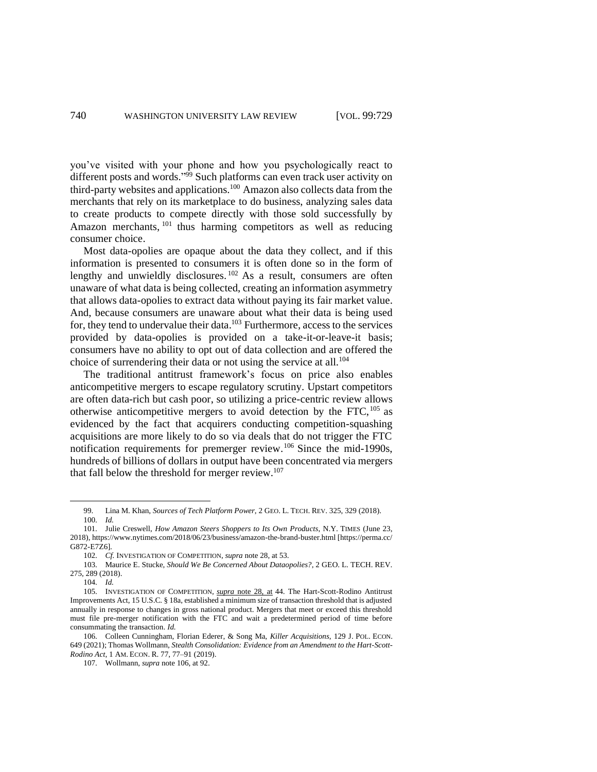you've visited with your phone and how you psychologically react to different posts and words."[99] Such platforms can even track user activity on third-party websites and applications.[100] Amazon also collects data from the merchants that rely on its marketplace to do business, analyzing sales data to create products to compete directly with those sold successfully by Amazon merchants,[101] thus harming competitors as well as reducing consumer choice.

Most data-opolies are opaque about the data they collect, and if this information is presented to consumers it is often done so in the form of lengthy and unwieldly disclosures.[102] As a result, consumers are often unaware of what data is being collected, creating an information asymmetry that allows data-opolies to extract data without paying its fair market value. And, because consumers are unaware about what their data is being used for, they tend to undervalue their data.[103] Furthermore, access to the services provided by data-opolies is provided on a take-it-or-leave-it basis; consumers have no ability to opt out of data collection and are offered the choice of surrendering their data or not using the service at all.[104]

The traditional antitrust framework's focus on price also enables anticompetitive mergers to escape regulatory scrutiny. Upstart competitors are often data-rich but cash poor, so utilizing a price-centric review allows otherwise anticompetitive mergers to avoid detection by the FTC,[105] as evidenced by the fact that acquirers conducting competition-squashing acquisitions are more likely to do so via deals that do not trigger the FTC notification requirements for premerger review.[106] Since the mid-1990s, hundreds of billions of dollars in output have been concentrated via mergers that fall below the threshold for merger review.[107]

---

99. Lina M. Khan, *Sources of Tech Platform Power*, 2 GEO. L. TECH. REV. 325, 329 (2018).

100. *Id.*

101. Julie Creswell, *How Amazon Steers Shoppers to Its Own Products*, N.Y. TIMES (June 23, 2018), https://www.nytimes.com/2018/06/23/business/amazon-the-brand-buster.html [https://perma.cc/G872-E7Z6].

102. *Cf.* INVESTIGATION OF COMPETITION, *supra* note 28, at 53.

103. Maurice E. Stucke, *Should We Be Concerned About Dataopolies?*, 2 GEO. L. TECH. REV. 275, 289 (2018).

104. *Id.*

105. INVESTIGATION OF COMPETITION, *supra* note 28, at 44. The Hart-Scott-Rodino Antitrust Improvements Act, 15 U.S.C. § 18a, established a minimum size of transaction threshold that is adjusted annually in response to changes in gross national product. Mergers that meet or exceed this threshold must file pre-merger notification with the FTC and wait a predetermined period of time before consummating the transaction. *Id.*

106. Colleen Cunningham, Florian Ederer, & Song Ma, *Killer Acquisitions*, 129 J. POL. ECON. 649 (2021); Thomas Wollmann, *Stealth Consolidation: Evidence from an Amendment to the Hart-Scott-Rodino Act*, 1 AM. ECON. R. 77, 77–91 (2019).

107. Wollmann, *supra* note 106, at 92.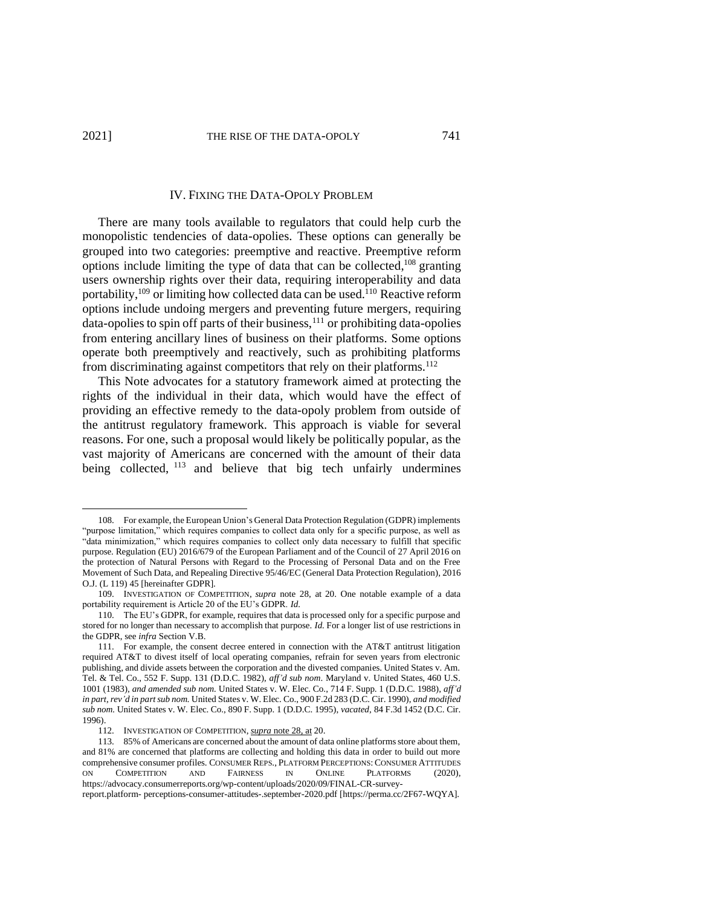## IV. FIXING THE DATA-OPOLY PROBLEM

There are many tools available to regulators that could help curb the monopolistic tendencies of data-opolies. These options can generally be grouped into two categories: preemptive and reactive. Preemptive reform options include limiting the type of data that can be collected,[108] granting users ownership rights over their data, requiring interoperability and data portability,[109] or limiting how collected data can be used.[110] Reactive reform options include undoing mergers and preventing future mergers, requiring data-opolies to spin off parts of their business,[111] or prohibiting data-opolies from entering ancillary lines of business on their platforms. Some options operate both preemptively and reactively, such as prohibiting platforms from discriminating against competitors that rely on their platforms.[112]

This Note advocates for a statutory framework aimed at protecting the rights of the individual in their data, which would have the effect of providing an effective remedy to the data-opoly problem from outside of the antitrust regulatory framework. This approach is viable for several reasons. For one, such a proposal would likely be politically popular, as the vast majority of Americans are concerned with the amount of their data being collected,[113] and believe that big tech unfairly undermines

---

108. For example, the European Union's General Data Protection Regulation (GDPR) implements "purpose limitation," which requires companies to collect data only for a specific purpose, as well as "data minimization," which requires companies to collect only data necessary to fulfill that specific purpose. Regulation (EU) 2016/679 of the European Parliament and of the Council of 27 April 2016 on the protection of Natural Persons with Regard to the Processing of Personal Data and on the Free Movement of Such Data, and Repealing Directive 95/46/EC (General Data Protection Regulation), 2016 O.J. (L 119) 45 [hereinafter GDPR].

109. INVESTIGATION OF COMPETITION, *supra* note 28, at 20. One notable example of a data portability requirement is Article 20 of the EU's GDPR. *Id.*

110. The EU's GDPR, for example, requires that data is processed only for a specific purpose and stored for no longer than necessary to accomplish that purpose. *Id.* For a longer list of use restrictions in the GDPR, see *infra* Section V.B.

111. For example, the consent decree entered in connection with the AT&T antitrust litigation required AT&T to divest itself of local operating companies, refrain for seven years from electronic publishing, and divide assets between the corporation and the divested companies. United States v. Am. Tel. & Tel. Co., 552 F. Supp. 131 (D.D.C. 1982), *aff'd sub nom.* Maryland v. United States, 460 U.S. 1001 (1983), *and amended sub nom.* United States v. W. Elec. Co., 714 F. Supp. 1 (D.D.C. 1988), *aff'd in part, rev'd in part sub nom.* United States v. W. Elec. Co., 900 F.2d 283 (D.C. Cir. 1990), *and modified sub nom.* United States v. W. Elec. Co., 890 F. Supp. 1 (D.D.C. 1995), *vacated*, 84 F.3d 1452 (D.C. Cir. 1996).

112. INVESTIGATION OF COMPETITION, *supra* note 28, at 20.

113. 85% of Americans are concerned about the amount of data online platforms store about them, and 81% are concerned that platforms are collecting and holding this data in order to build out more comprehensive consumer profiles. CONSUMER REPS., PLATFORM PERCEPTIONS: CONSUMER ATTITUDES ON COMPETITION AND FAIRNESS IN ONLINE PLATFORMS (2020), https://advocacy.consumerreports.org/wp-content/uploads/2020/09/FINAL-CR-survey-report.platform- perceptions-consumer-attitudes-.september-2020.pdf [https://perma.cc/2F67-WQYA].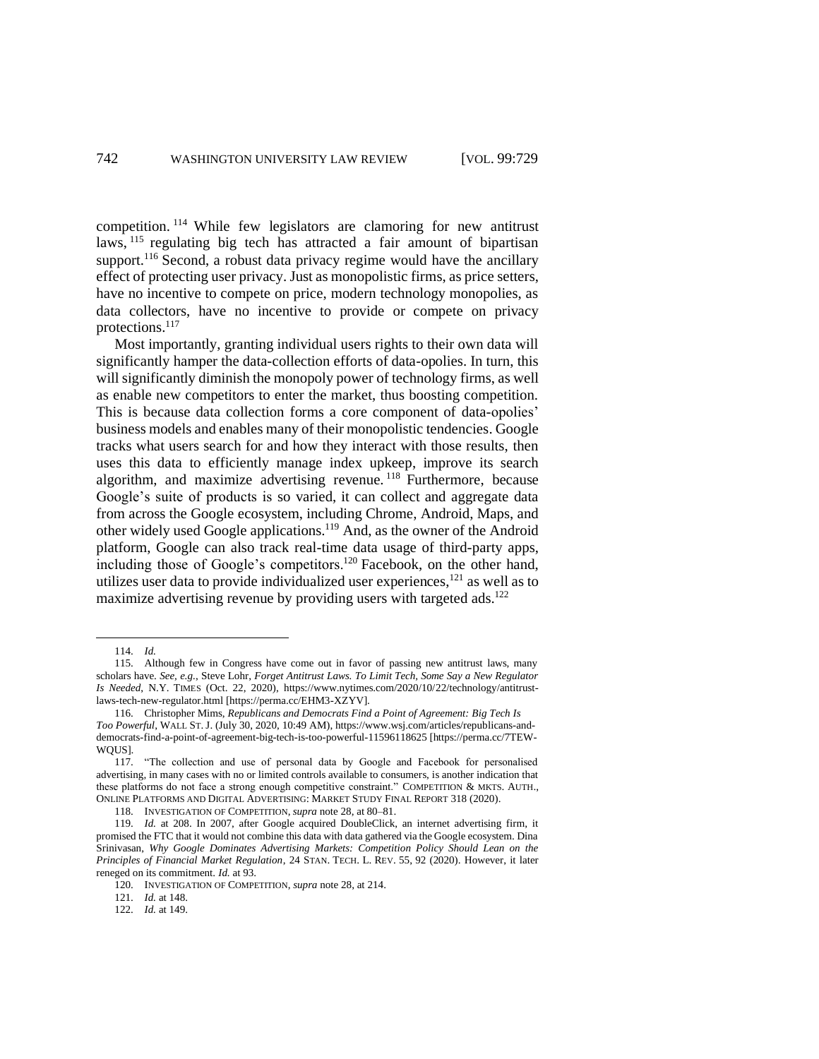competition.[114] While few legislators are clamoring for new antitrust laws,[115] regulating big tech has attracted a fair amount of bipartisan support.[116] Second, a robust data privacy regime would have the ancillary effect of protecting user privacy. Just as monopolistic firms, as price setters, have no incentive to compete on price, modern technology monopolies, as data collectors, have no incentive to provide or compete on privacy protections.[117]

Most importantly, granting individual users rights to their own data will significantly hamper the data-collection efforts of data-opolies. In turn, this will significantly diminish the monopoly power of technology firms, as well as enable new competitors to enter the market, thus boosting competition. This is because data collection forms a core component of data-opolies' business models and enables many of their monopolistic tendencies. Google tracks what users search for and how they interact with those results, then uses this data to efficiently manage index upkeep, improve its search algorithm, and maximize advertising revenue.[118] Furthermore, because Google's suite of products is so varied, it can collect and aggregate data from across the Google ecosystem, including Chrome, Android, Maps, and other widely used Google applications.[119] And, as the owner of the Android platform, Google can also track real-time data usage of third-party apps, including those of Google's competitors.[120] Facebook, on the other hand, utilizes user data to provide individualized user experiences,[121] as well as to maximize advertising revenue by providing users with targeted ads.[122]

---

114. *Id.*

115. Although few in Congress have come out in favor of passing new antitrust laws, many scholars have. *See, e.g.*, Steve Lohr, *Forget Antitrust Laws. To Limit Tech, Some Say a New Regulator Is Needed*, N.Y. TIMES (Oct. 22, 2020), https://www.nytimes.com/2020/10/22/technology/antitrust-laws-tech-new-regulator.html [https://perma.cc/EHM3-XZYV].

116. Christopher Mims, *Republicans and Democrats Find a Point of Agreement: Big Tech Is Too Powerful*, WALL ST. J. (July 30, 2020, 10:49 AM), https://www.wsj.com/articles/republicans-and-democrats-find-a-point-of-agreement-big-tech-is-too-powerful-11596118625 [https://perma.cc/7TEW-WQUS].

117. "The collection and use of personal data by Google and Facebook for personalised advertising, in many cases with no or limited controls available to consumers, is another indication that these platforms do not face a strong enough competitive constraint." COMPETITION & MKTS. AUTH., ONLINE PLATFORMS AND DIGITAL ADVERTISING: MARKET STUDY FINAL REPORT 318 (2020).

118. INVESTIGATION OF COMPETITION, *supra* note 28, at 80–81.

119. *Id.* at 208. In 2007, after Google acquired DoubleClick, an internet advertising firm, it promised the FTC that it would not combine this data with data gathered via the Google ecosystem. Dina Srinivasan, *Why Google Dominates Advertising Markets: Competition Policy Should Lean on the Principles of Financial Market Regulation*, 24 STAN. TECH. L. REV. 55, 92 (2020). However, it later reneged on its commitment. *Id.* at 93.

120. INVESTIGATION OF COMPETITION, *supra* note 28, at 214.

121. *Id.* at 148.

122. *Id.* at 149.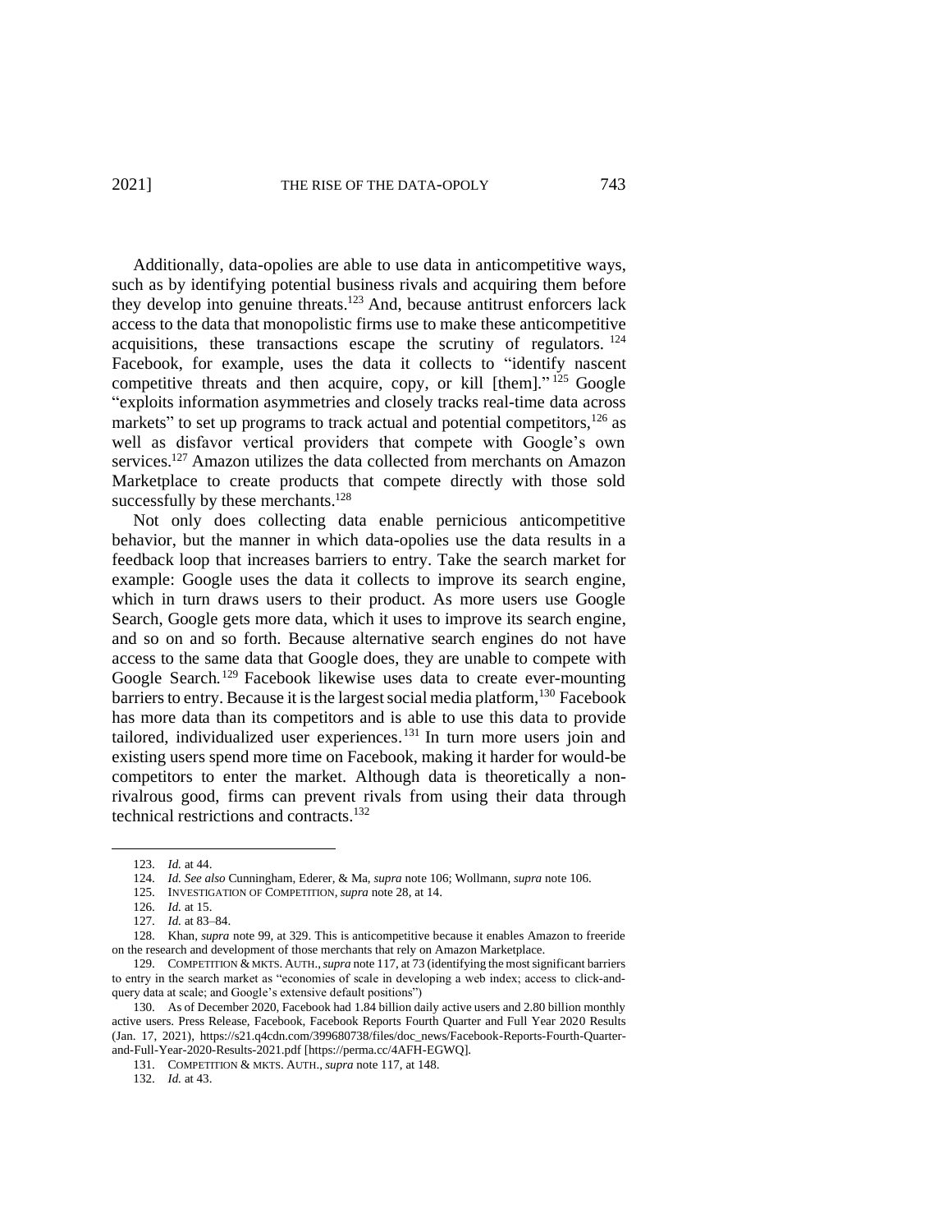Additionally, data-opolies are able to use data in anticompetitive ways, such as by identifying potential business rivals and acquiring them before they develop into genuine threats.[123] And, because antitrust enforcers lack access to the data that monopolistic firms use to make these anticompetitive acquisitions, these transactions escape the scrutiny of regulators.[124] Facebook, for example, uses the data it collects to "identify nascent competitive threats and then acquire, copy, or kill [them]."[125] Google "exploits information asymmetries and closely tracks real-time data across markets" to set up programs to track actual and potential competitors,[126] as well as disfavor vertical providers that compete with Google's own services.[127] Amazon utilizes the data collected from merchants on Amazon Marketplace to create products that compete directly with those sold successfully by these merchants.[128]

Not only does collecting data enable pernicious anticompetitive behavior, but the manner in which data-opolies use the data results in a feedback loop that increases barriers to entry. Take the search market for example: Google uses the data it collects to improve its search engine, which in turn draws users to their product. As more users use Google Search, Google gets more data, which it uses to improve its search engine, and so on and so forth. Because alternative search engines do not have access to the same data that Google does, they are unable to compete with Google Search.[129] Facebook likewise uses data to create ever-mounting barriers to entry. Because it is the largest social media platform,[130] Facebook has more data than its competitors and is able to use this data to provide tailored, individualized user experiences.[131] In turn more users join and existing users spend more time on Facebook, making it harder for would-be competitors to enter the market. Although data is theoretically a non-rivalrous good, firms can prevent rivals from using their data through technical restrictions and contracts.[132]

---

123. *Id.* at 44.

124. *Id. See also* Cunningham, Ederer, & Ma, *supra* note 106; Wollmann, *supra* note 106.

125. INVESTIGATION OF COMPETITION, *supra* note 28, at 14.

126. *Id.* at 15.

127. *Id.* at 83–84.

128. Khan, *supra* note 99, at 329. This is anticompetitive because it enables Amazon to freeride on the research and development of those merchants that rely on Amazon Marketplace.

129. COMPETITION & MKTS. AUTH., *supra* note 117, at 73 (identifying the most significant barriers to entry in the search market as "economies of scale in developing a web index; access to click-and-query data at scale; and Google's extensive default positions")

130. As of December 2020, Facebook had 1.84 billion daily active users and 2.80 billion monthly active users. Press Release, Facebook, Facebook Reports Fourth Quarter and Full Year 2020 Results (Jan. 17, 2021), https://s21.q4cdn.com/399680738/files/doc_news/Facebook-Reports-Fourth-Quarter-and-Full-Year-2020-Results-2021.pdf [https://perma.cc/4AFH-EGWQ].

131. COMPETITION & MKTS. AUTH., *supra* note 117, at 148.

132. *Id.* at 43.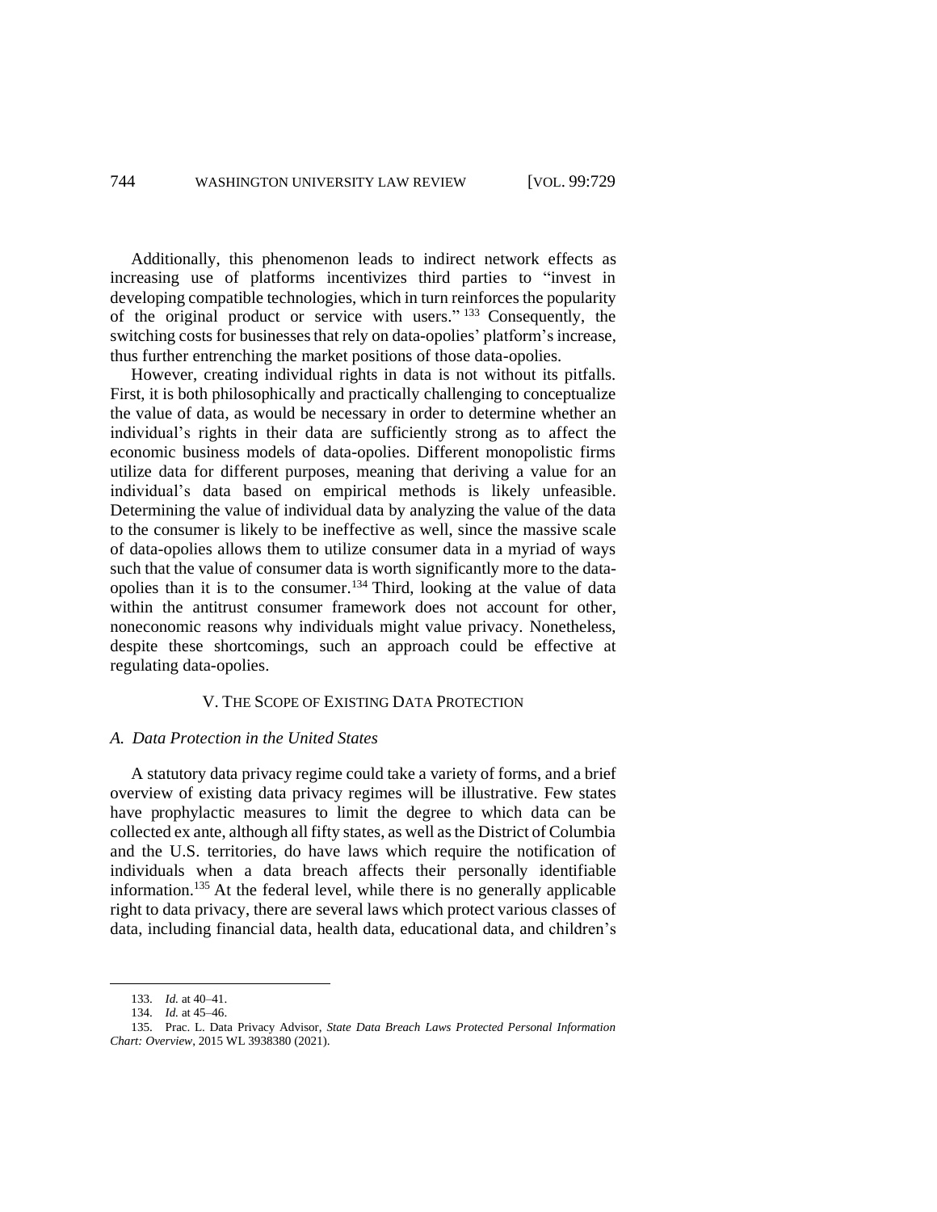Additionally, this phenomenon leads to indirect network effects as increasing use of platforms incentivizes third parties to "invest in developing compatible technologies, which in turn reinforces the popularity of the original product or service with users." [133] Consequently, the switching costs for businesses that rely on data-opolies' platform's increase, thus further entrenching the market positions of those data-opolies.

However, creating individual rights in data is not without its pitfalls. First, it is both philosophically and practically challenging to conceptualize the value of data, as would be necessary in order to determine whether an individual's rights in their data are sufficiently strong as to affect the economic business models of data-opolies. Different monopolistic firms utilize data for different purposes, meaning that deriving a value for an individual's data based on empirical methods is likely unfeasible. Determining the value of individual data by analyzing the value of the data to the consumer is likely to be ineffective as well, since the massive scale of data-opolies allows them to utilize consumer data in a myriad of ways such that the value of consumer data is worth significantly more to the data-opolies than it is to the consumer.[134] Third, looking at the value of data within the antitrust consumer framework does not account for other, noneconomic reasons why individuals might value privacy. Nonetheless, despite these shortcomings, such an approach could be effective at regulating data-opolies.

## V. THE SCOPE OF EXISTING DATA PROTECTION

### *A. Data Protection in the United States*

A statutory data privacy regime could take a variety of forms, and a brief overview of existing data privacy regimes will be illustrative. Few states have prophylactic measures to limit the degree to which data can be collected ex ante, although all fifty states, as well as the District of Columbia and the U.S. territories, do have laws which require the notification of individuals when a data breach affects their personally identifiable information.[135] At the federal level, while there is no generally applicable right to data privacy, there are several laws which protect various classes of data, including financial data, health data, educational data, and children's

---

133. *Id.* at 40–41.

134. *Id.* at 45–46.

135. Prac. L. Data Privacy Advisor, *State Data Breach Laws Protected Personal Information Chart: Overview*, 2015 WL 3938380 (2021).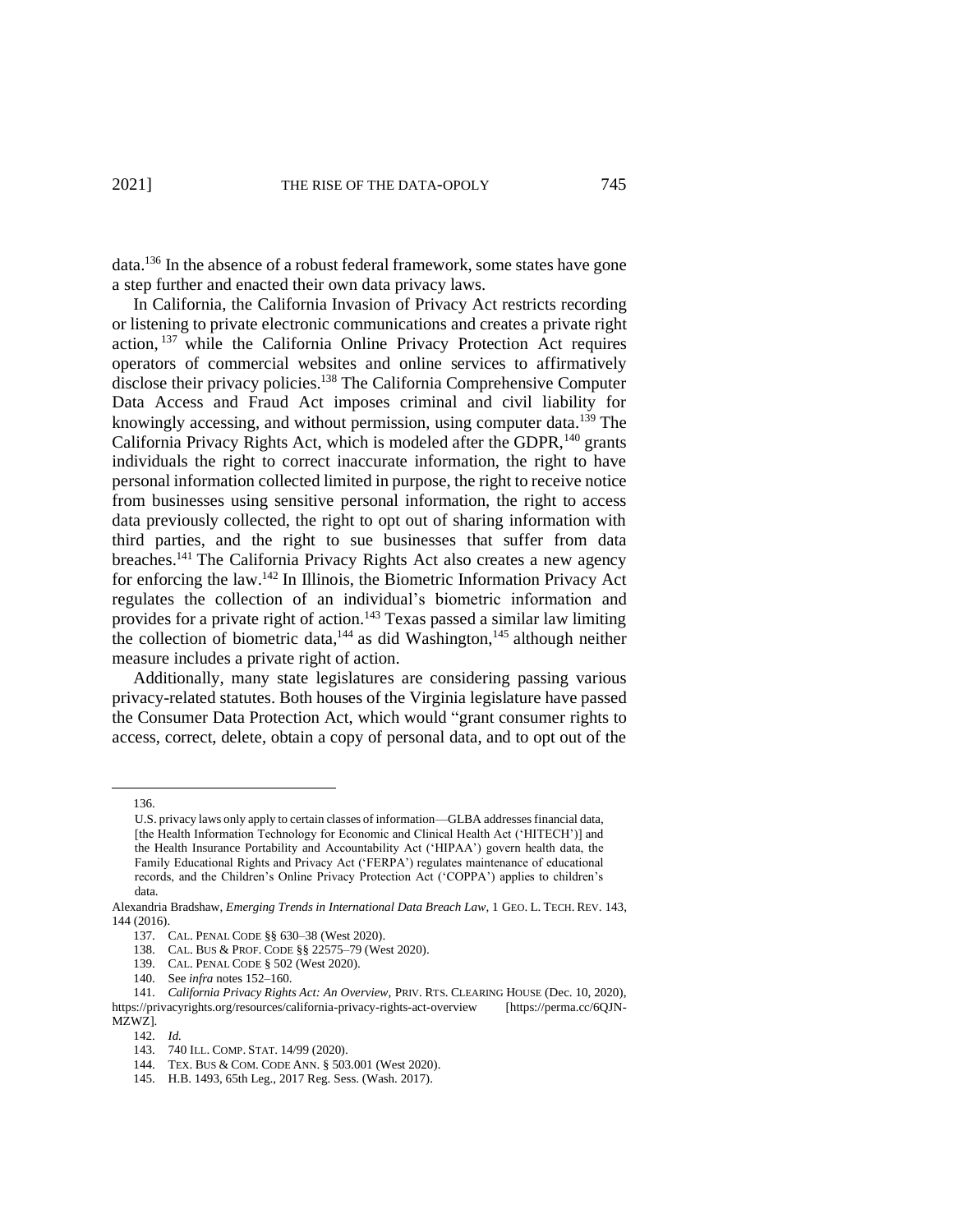data.[136] In the absence of a robust federal framework, some states have gone a step further and enacted their own data privacy laws.

In California, the California Invasion of Privacy Act restricts recording or listening to private electronic communications and creates a private right action,[137] while the California Online Privacy Protection Act requires operators of commercial websites and online services to affirmatively disclose their privacy policies.[138] The California Comprehensive Computer Data Access and Fraud Act imposes criminal and civil liability for knowingly accessing, and without permission, using computer data.[139] The California Privacy Rights Act, which is modeled after the GDPR,[140] grants individuals the right to correct inaccurate information, the right to have personal information collected limited in purpose, the right to receive notice from businesses using sensitive personal information, the right to access data previously collected, the right to opt out of sharing information with third parties, and the right to sue businesses that suffer from data breaches.[141] The California Privacy Rights Act also creates a new agency for enforcing the law.[142] In Illinois, the Biometric Information Privacy Act regulates the collection of an individual's biometric information and provides for a private right of action.[143] Texas passed a similar law limiting the collection of biometric data,[144] as did Washington,[145] although neither measure includes a private right of action.

Additionally, many state legislatures are considering passing various privacy-related statutes. Both houses of the Virginia legislature have passed the Consumer Data Protection Act, which would "grant consumer rights to access, correct, delete, obtain a copy of personal data, and to opt out of the

---

136.

> U.S. privacy laws only apply to certain classes of information—GLBA addresses financial data, [the Health Information Technology for Economic and Clinical Health Act ('HITECH')] and the Health Insurance Portability and Accountability Act ('HIPAA') govern health data, the Family Educational Rights and Privacy Act ('FERPA') regulates maintenance of educational records, and the Children's Online Privacy Protection Act ('COPPA') applies to children's data.

Alexandria Bradshaw, *Emerging Trends in International Data Breach Law*, 1 GEO. L. TECH. REV. 143, 144 (2016).

137. CAL. PENAL CODE §§ 630–38 (West 2020).

138. CAL. BUS & PROF. CODE §§ 22575–79 (West 2020).

139. CAL. PENAL CODE § 502 (West 2020).

140. See *infra* notes 152–160.

141. *California Privacy Rights Act: An Overview*, PRIV. RTS. CLEARING HOUSE (Dec. 10, 2020), https://privacyrights.org/resources/california-privacy-rights-act-overview [https://perma.cc/6QJN-MZWZ].

142. *Id.*

143. 740 ILL. COMP. STAT. 14/99 (2020).

144. TEX. BUS & COM. CODE ANN. § 503.001 (West 2020).

145. H.B. 1493, 65th Leg., 2017 Reg. Sess. (Wash. 2017).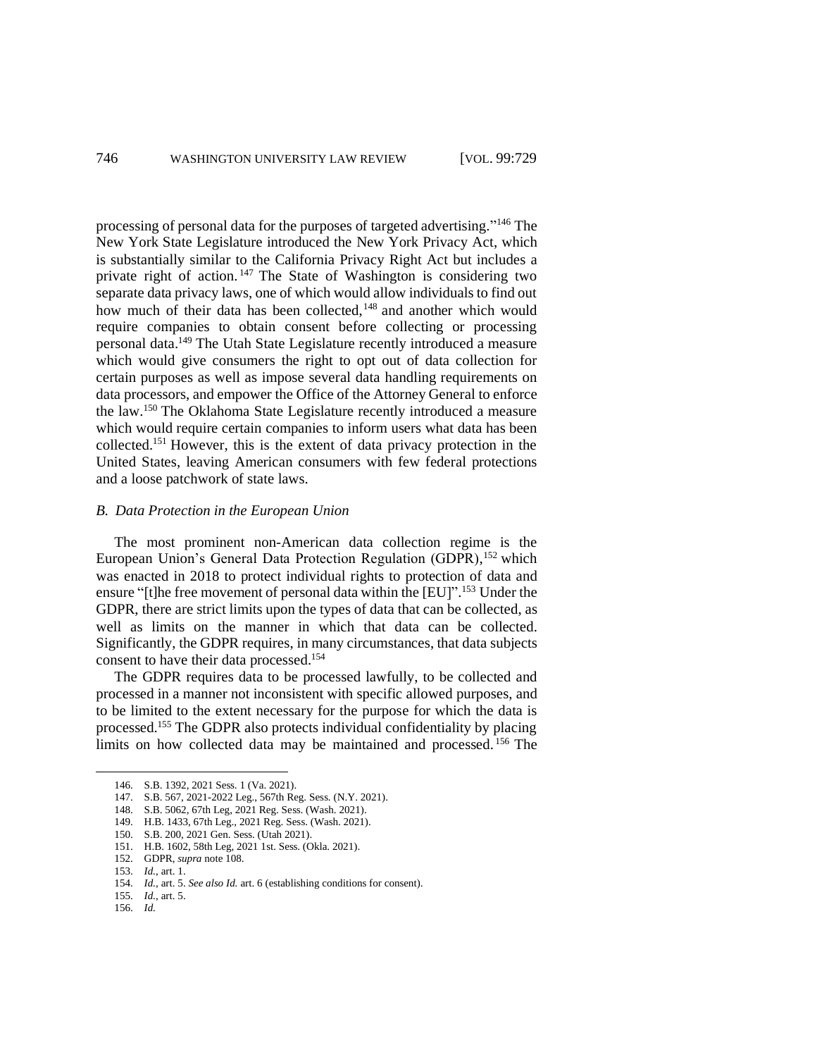processing of personal data for the purposes of targeted advertising."[146] The New York State Legislature introduced the New York Privacy Act, which is substantially similar to the California Privacy Right Act but includes a private right of action.[147] The State of Washington is considering two separate data privacy laws, one of which would allow individuals to find out how much of their data has been collected,[148] and another which would require companies to obtain consent before collecting or processing personal data.[149] The Utah State Legislature recently introduced a measure which would give consumers the right to opt out of data collection for certain purposes as well as impose several data handling requirements on data processors, and empower the Office of the Attorney General to enforce the law.[150] The Oklahoma State Legislature recently introduced a measure which would require certain companies to inform users what data has been collected.[151] However, this is the extent of data privacy protection in the United States, leaving American consumers with few federal protections and a loose patchwork of state laws.

### *B. Data Protection in the European Union*

The most prominent non-American data collection regime is the European Union's General Data Protection Regulation (GDPR),[152] which was enacted in 2018 to protect individual rights to protection of data and ensure "[t]he free movement of personal data within the [EU]".[153] Under the GDPR, there are strict limits upon the types of data that can be collected, as well as limits on the manner in which that data can be collected. Significantly, the GDPR requires, in many circumstances, that data subjects consent to have their data processed.[154]

The GDPR requires data to be processed lawfully, to be collected and processed in a manner not inconsistent with specific allowed purposes, and to be limited to the extent necessary for the purpose for which the data is processed.[155] The GDPR also protects individual confidentiality by placing limits on how collected data may be maintained and processed.[156] The

---

146. S.B. 1392, 2021 Sess. 1 (Va. 2021).
147. S.B. 567, 2021-2022 Leg., 567th Reg. Sess. (N.Y. 2021).
148. S.B. 5062, 67th Leg, 2021 Reg. Sess. (Wash. 2021).
149. H.B. 1433, 67th Leg., 2021 Reg. Sess. (Wash. 2021).
150. S.B. 200, 2021 Gen. Sess. (Utah 2021).
151. H.B. 1602, 58th Leg, 2021 1st. Sess. (Okla. 2021).
152. GDPR, *supra* note 108.
153. *Id.*, art. 1.
154. *Id.*, art. 5. *See also Id.* art. 6 (establishing conditions for consent).
155. *Id.*, art. 5.
156. *Id.*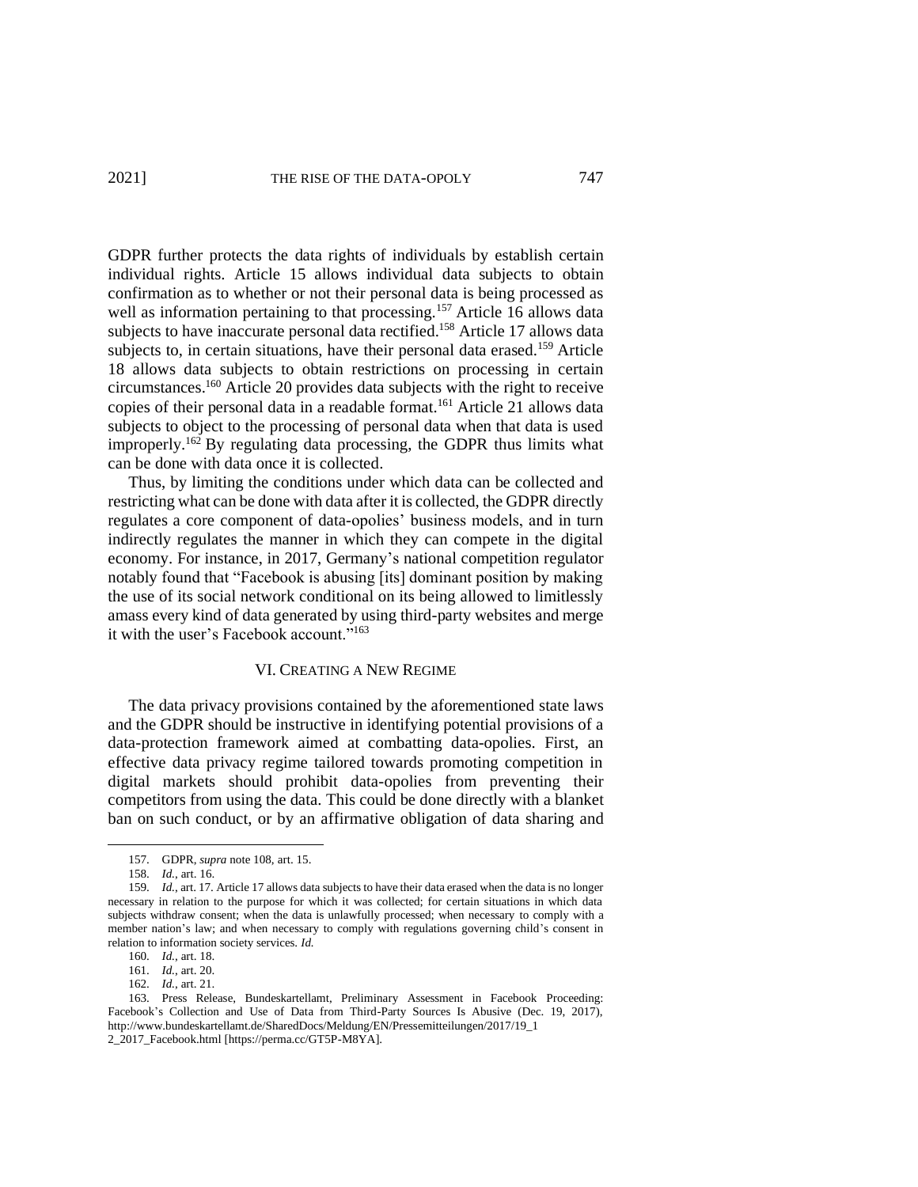GDPR further protects the data rights of individuals by establish certain individual rights. Article 15 allows individual data subjects to obtain confirmation as to whether or not their personal data is being processed as well as information pertaining to that processing.[157] Article 16 allows data subjects to have inaccurate personal data rectified.[158] Article 17 allows data subjects to, in certain situations, have their personal data erased.[159] Article 18 allows data subjects to obtain restrictions on processing in certain circumstances.[160] Article 20 provides data subjects with the right to receive copies of their personal data in a readable format.[161] Article 21 allows data subjects to object to the processing of personal data when that data is used improperly.[162] By regulating data processing, the GDPR thus limits what can be done with data once it is collected.

Thus, by limiting the conditions under which data can be collected and restricting what can be done with data after it is collected, the GDPR directly regulates a core component of data-opolies' business models, and in turn indirectly regulates the manner in which they can compete in the digital economy. For instance, in 2017, Germany's national competition regulator notably found that "Facebook is abusing [its] dominant position by making the use of its social network conditional on its being allowed to limitlessly amass every kind of data generated by using third-party websites and merge it with the user's Facebook account."[163]

## VI. Creating a New Regime

The data privacy provisions contained by the aforementioned state laws and the GDPR should be instructive in identifying potential provisions of a data-protection framework aimed at combatting data-opolies. First, an effective data privacy regime tailored towards promoting competition in digital markets should prohibit data-opolies from preventing their competitors from using the data. This could be done directly with a blanket ban on such conduct, or by an affirmative obligation of data sharing and

---

157. GDPR, *supra* note 108, art. 15.

158. *Id.*, art. 16.

159. *Id.*, art. 17. Article 17 allows data subjects to have their data erased when the data is no longer necessary in relation to the purpose for which it was collected; for certain situations in which data subjects withdraw consent; when the data is unlawfully processed; when necessary to comply with a member nation's law; and when necessary to comply with regulations governing child's consent in relation to information society services. *Id.*

160. *Id.*, art. 18.

161. *Id.*, art. 20.

162. *Id.*, art. 21.

163. Press Release, Bundeskartellamt, Preliminary Assessment in Facebook Proceeding: Facebook's Collection and Use of Data from Third-Party Sources Is Abusive (Dec. 19, 2017), http://www.bundeskartellamt.de/SharedDocs/Meldung/EN/Pressemitteilungen/2017/19_12_2017_Facebook.html [https://perma.cc/GT5P-M8YA].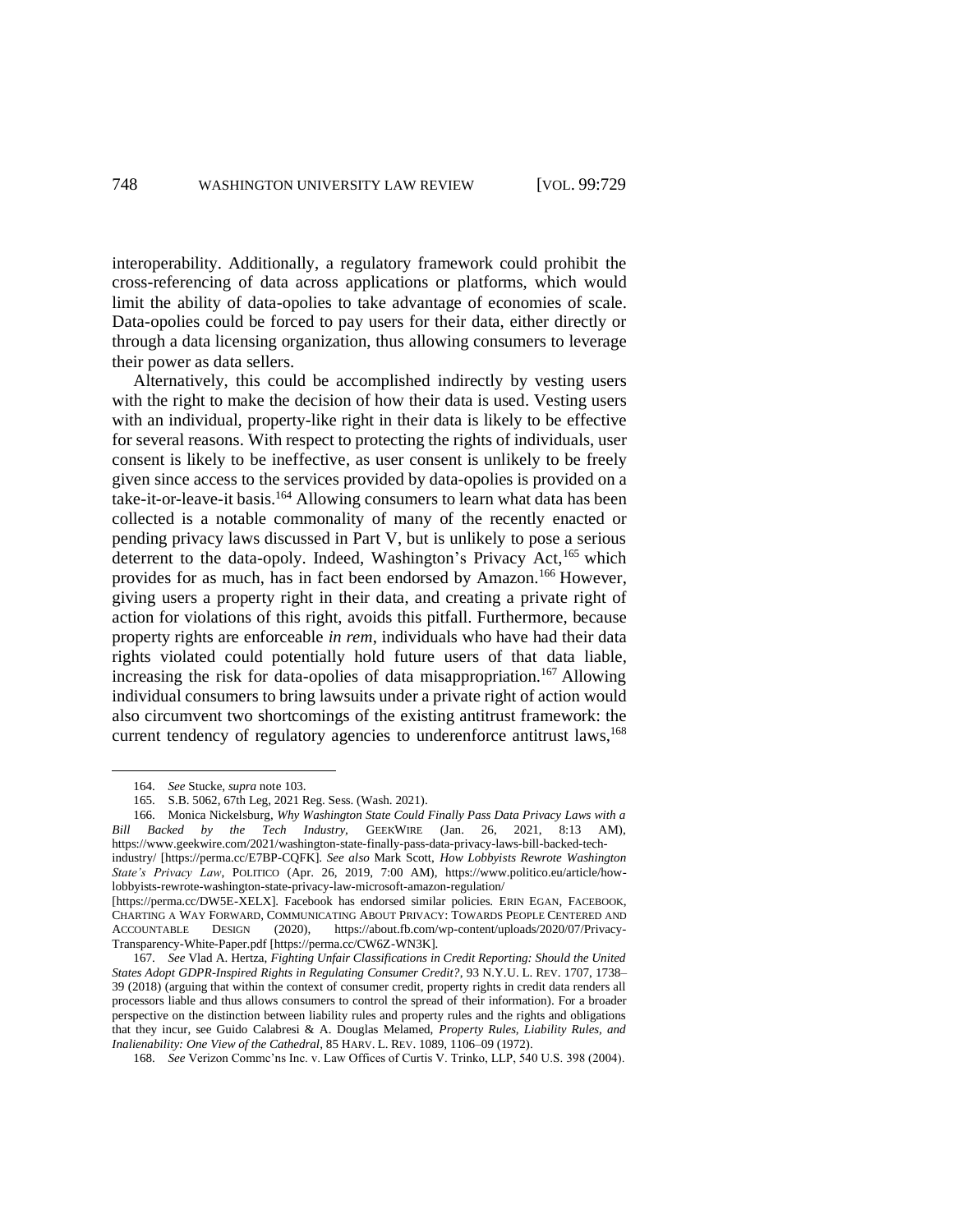interoperability. Additionally, a regulatory framework could prohibit the cross-referencing of data across applications or platforms, which would limit the ability of data-opolies to take advantage of economies of scale. Data-opolies could be forced to pay users for their data, either directly or through a data licensing organization, thus allowing consumers to leverage their power as data sellers.

Alternatively, this could be accomplished indirectly by vesting users with the right to make the decision of how their data is used. Vesting users with an individual, property-like right in their data is likely to be effective for several reasons. With respect to protecting the rights of individuals, user consent is likely to be ineffective, as user consent is unlikely to be freely given since access to the services provided by data-opolies is provided on a take-it-or-leave-it basis.[164] Allowing consumers to learn what data has been collected is a notable commonality of many of the recently enacted or pending privacy laws discussed in Part V, but is unlikely to pose a serious deterrent to the data-opoly. Indeed, Washington's Privacy Act,[165] which provides for as much, has in fact been endorsed by Amazon.[166] However, giving users a property right in their data, and creating a private right of action for violations of this right, avoids this pitfall. Furthermore, because property rights are enforceable *in rem*, individuals who have had their data rights violated could potentially hold future users of that data liable, increasing the risk for data-opolies of data misappropriation.[167] Allowing individual consumers to bring lawsuits under a private right of action would also circumvent two shortcomings of the existing antitrust framework: the current tendency of regulatory agencies to underenforce antitrust laws,[168]

---

164. *See* Stucke, *supra* note 103.

165. S.B. 5062, 67th Leg, 2021 Reg. Sess. (Wash. 2021).

166. Monica Nickelsburg, *Why Washington State Could Finally Pass Data Privacy Laws with a Bill Backed by the Tech Industry*, GEEKWIRE (Jan. 26, 2021, 8:13 AM), https://www.geekwire.com/2021/washington-state-finally-pass-data-privacy-laws-bill-backed-tech-industry/ [https://perma.cc/E7BP-CQFK]. *See also* Mark Scott, *How Lobbyists Rewrote Washington State's Privacy Law*, POLITICO (Apr. 26, 2019, 7:00 AM), https://www.politico.eu/article/how-lobbyists-rewrote-washington-state-privacy-law-microsoft-amazon-regulation/ [https://perma.cc/DW5E-XELX]. Facebook has endorsed similar policies. ERIN EGAN, FACEBOOK, CHARTING A WAY FORWARD, COMMUNICATING ABOUT PRIVACY: TOWARDS PEOPLE CENTERED AND ACCOUNTABLE DESIGN (2020), https://about.fb.com/wp-content/uploads/2020/07/Privacy-Transparency-White-Paper.pdf [https://perma.cc/CW6Z-WN3K].

167. *See* Vlad A. Hertza, *Fighting Unfair Classifications in Credit Reporting: Should the United States Adopt GDPR-Inspired Rights in Regulating Consumer Credit?*, 93 N.Y.U. L. REV. 1707, 1738–39 (2018) (arguing that within the context of consumer credit, property rights in credit data renders all processors liable and thus allows consumers to control the spread of their information). For a broader perspective on the distinction between liability rules and property rules and the rights and obligations that they incur, see Guido Calabresi & A. Douglas Melamed, *Property Rules, Liability Rules, and Inalienability: One View of the Cathedral*, 85 HARV. L. REV. 1089, 1106–09 (1972).

168. *See* Verizon Commc'ns Inc. v. Law Offices of Curtis V. Trinko, LLP, 540 U.S. 398 (2004).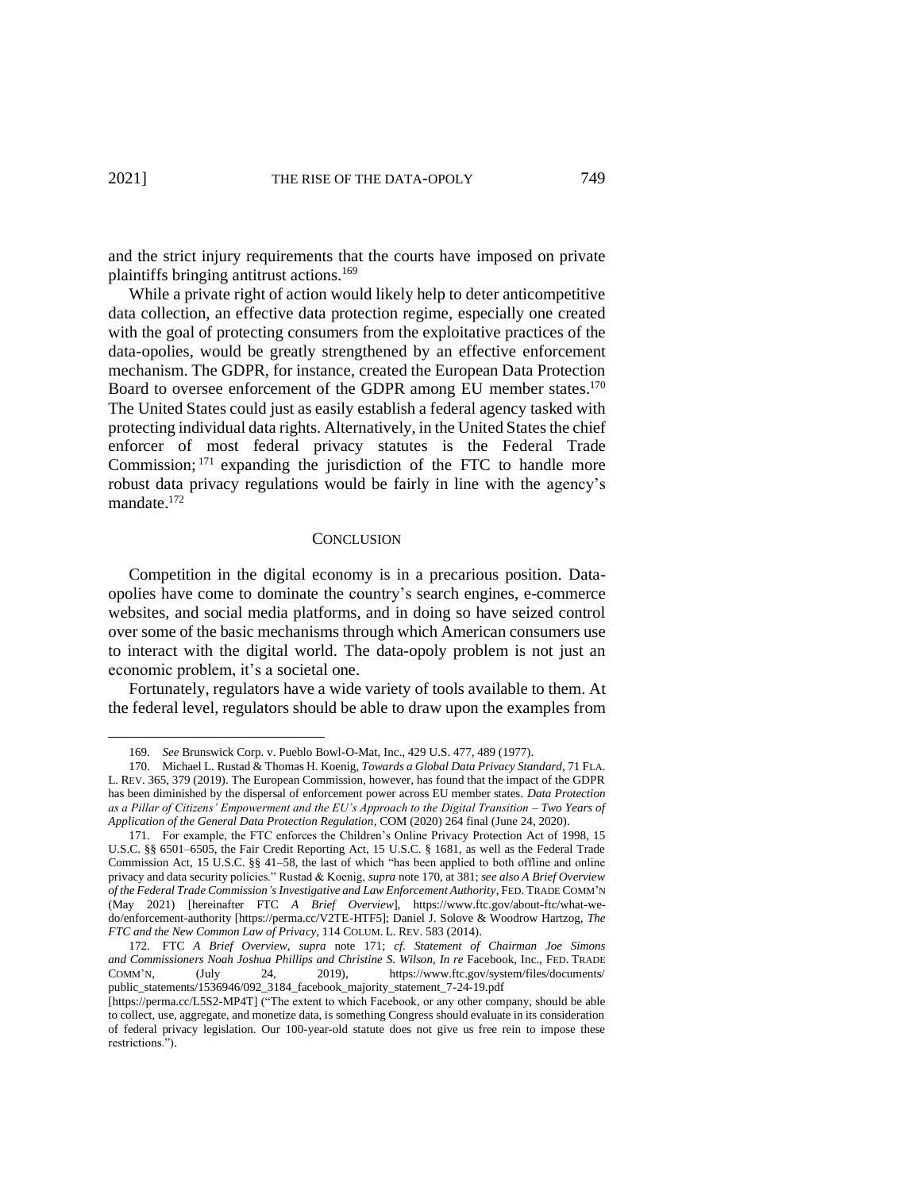and the strict injury requirements that the courts have imposed on private plaintiffs bringing antitrust actions.[169]

While a private right of action would likely help to deter anticompetitive data collection, an effective data protection regime, especially one created with the goal of protecting consumers from the exploitative practices of the data-opolies, would be greatly strengthened by an effective enforcement mechanism. The GDPR, for instance, created the European Data Protection Board to oversee enforcement of the GDPR among EU member states.[170] The United States could just as easily establish a federal agency tasked with protecting individual data rights. Alternatively, in the United States the chief enforcer of most federal privacy statutes is the Federal Trade Commission;[171] expanding the jurisdiction of the FTC to handle more robust data privacy regulations would be fairly in line with the agency's mandate.[172]

## CONCLUSION

Competition in the digital economy is in a precarious position. Data-opolies have come to dominate the country's search engines, e-commerce websites, and social media platforms, and in doing so have seized control over some of the basic mechanisms through which American consumers use to interact with the digital world. The data-opoly problem is not just an economic problem, it's a societal one.

Fortunately, regulators have a wide variety of tools available to them. At the federal level, regulators should be able to draw upon the examples from

---

169. *See* Brunswick Corp. v. Pueblo Bowl-O-Mat, Inc., 429 U.S. 477, 489 (1977).

170. Michael L. Rustad & Thomas H. Koenig, *Towards a Global Data Privacy Standard*, 71 FLA. L. REV. 365, 379 (2019). The European Commission, however, has found that the impact of the GDPR has been diminished by the dispersal of enforcement power across EU member states. *Data Protection as a Pillar of Citizens' Empowerment and the EU's Approach to the Digital Transition – Two Years of Application of the General Data Protection Regulation*, COM (2020) 264 final (June 24, 2020).

171. For example, the FTC enforces the Children's Online Privacy Protection Act of 1998, 15 U.S.C. §§ 6501–6505, the Fair Credit Reporting Act, 15 U.S.C. § 1681, as well as the Federal Trade Commission Act, 15 U.S.C. §§ 41–58, the last of which "has been applied to both offline and online privacy and data security policies." Rustad & Koenig, *supra* note 170, at 381; *see also A Brief Overview of the Federal Trade Commission's Investigative and Law Enforcement Authority*, FED. TRADE COMM'N (May 2021) [hereinafter FTC *A Brief Overview*], https://www.ftc.gov/about-ftc/what-we-do/enforcement-authority [https://perma.cc/V2TE-HTF5]; Daniel J. Solove & Woodrow Hartzog, *The FTC and the New Common Law of Privacy*, 114 COLUM. L. REV. 583 (2014).

172. FTC *A Brief Overview*, *supra* note 171; *cf. Statement of Chairman Joe Simons and Commissioners Noah Joshua Phillips and Christine S. Wilson, In re* Facebook, Inc., FED. TRADE COMM'N, (July 24, 2019), https://www.ftc.gov/system/files/documents/public_statements/1536946/092_3184_facebook_majority_statement_7-24-19.pdf [https://perma.cc/L5S2-MP4T] ("The extent to which Facebook, or any other company, should be able to collect, use, aggregate, and monetize data, is something Congress should evaluate in its consideration of federal privacy legislation. Our 100-year-old statute does not give us free rein to impose these restrictions.").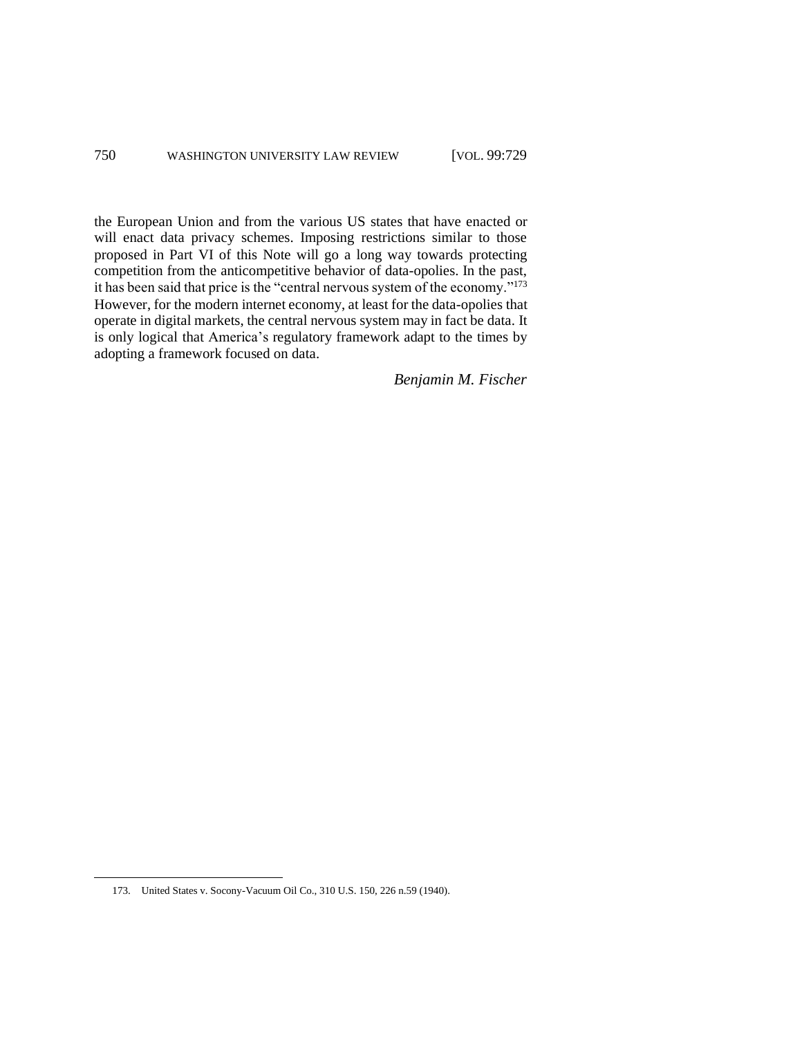the European Union and from the various US states that have enacted or will enact data privacy schemes. Imposing restrictions similar to those proposed in Part VI of this Note will go a long way towards protecting competition from the anticompetitive behavior of data-opolies. In the past, it has been said that price is the "central nervous system of the economy."[173] However, for the modern internet economy, at least for the data-opolies that operate in digital markets, the central nervous system may in fact be data. It is only logical that America's regulatory framework adapt to the times by adopting a framework focused on data.

*Benjamin M. Fischer*

---

173. United States v. Socony-Vacuum Oil Co., 310 U.S. 150, 226 n.59 (1940).